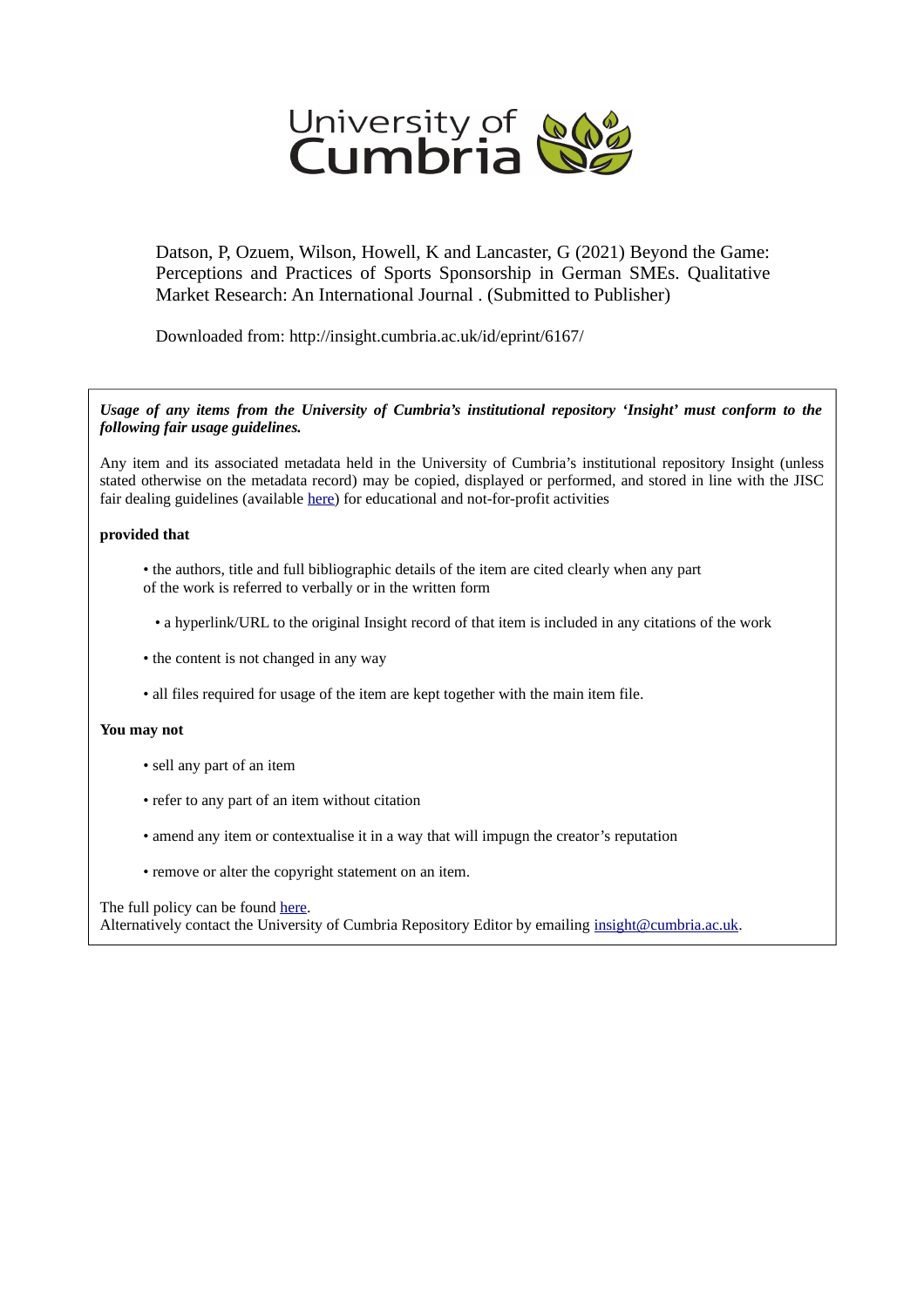University of Cumbria

Datson, P, Ozuem, Wilson, Howell, K and Lancaster, G (2021) Beyond the Game: Perceptions and Practices of Sports Sponsorship in German SMEs. Qualitative Market Research: An International Journal . (Submitted to Publisher)

Downloaded from: http://insight.cumbria.ac.uk/id/eprint/6167/

***Usage of any items from the University of Cumbria's institutional repository 'Insight' must conform to the following fair usage guidelines.***

Any item and its associated metadata held in the University of Cumbria's institutional repository Insight (unless stated otherwise on the metadata record) may be copied, displayed or performed, and stored in line with the JISC fair dealing guidelines (available here) for educational and not-for-profit activities

**provided that**

- the authors, title and full bibliographic details of the item are cited clearly when any part of the work is referred to verbally or in the written form
- a hyperlink/URL to the original Insight record of that item is included in any citations of the work
- the content is not changed in any way
- all files required for usage of the item are kept together with the main item file.

**You may not**

- sell any part of an item
- refer to any part of an item without citation
- amend any item or contextualise it in a way that will impugn the creator's reputation
- remove or alter the copyright statement on an item.

The full policy can be found here.
Alternatively contact the University of Cumbria Repository Editor by emailing insight@cumbria.ac.uk.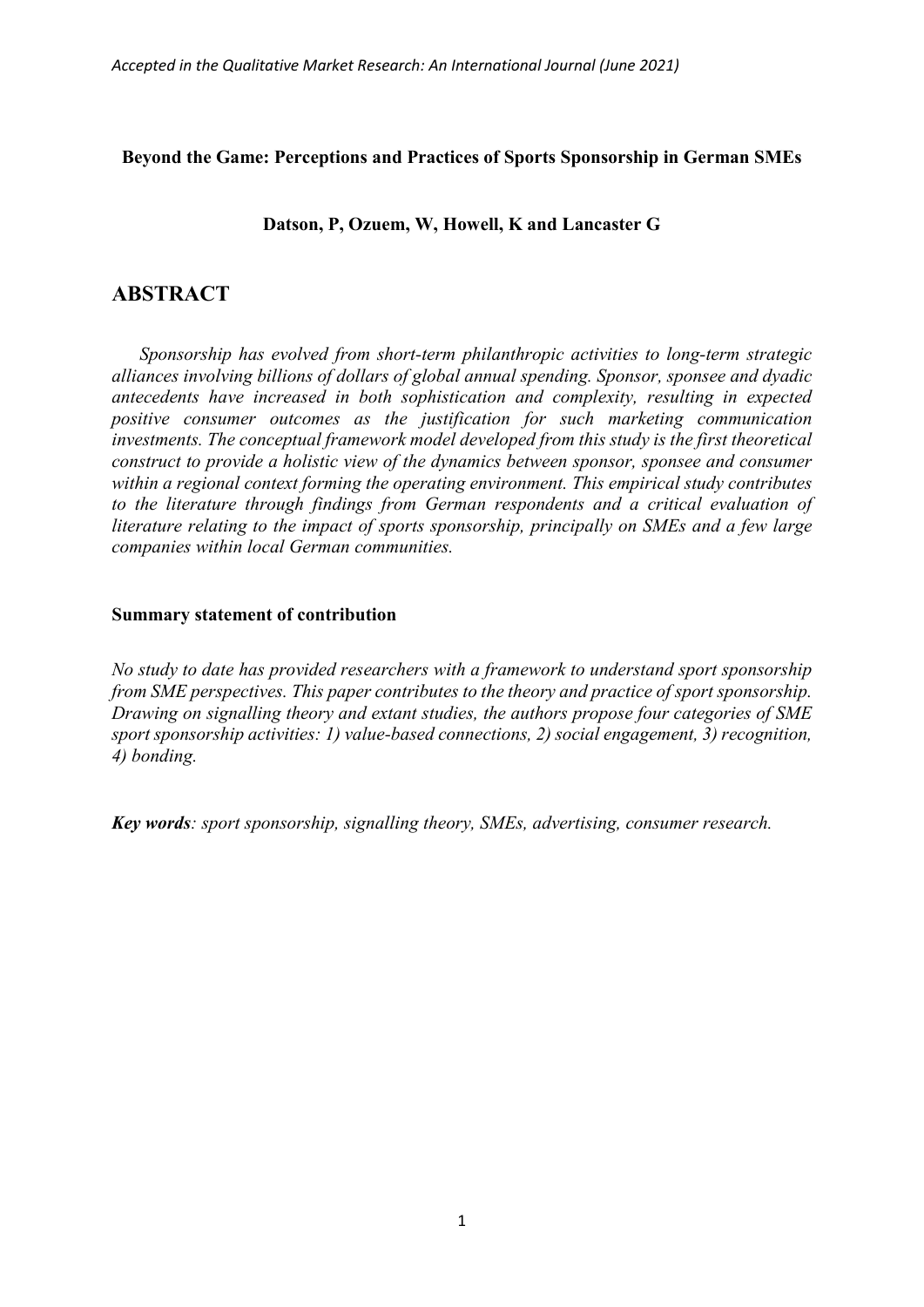**Beyond the Game: Perceptions and Practices of Sports Sponsorship in German SMEs**

**Datson, P, Ozuem, W, Howell, K and Lancaster G**

# ABSTRACT

*Sponsorship has evolved from short-term philanthropic activities to long-term strategic alliances involving billions of dollars of global annual spending. Sponsor, sponsee and dyadic antecedents have increased in both sophistication and complexity, resulting in expected positive consumer outcomes as the justification for such marketing communication investments. The conceptual framework model developed from this study is the first theoretical construct to provide a holistic view of the dynamics between sponsor, sponsee and consumer within a regional context forming the operating environment. This empirical study contributes to the literature through findings from German respondents and a critical evaluation of literature relating to the impact of sports sponsorship, principally on SMEs and a few large companies within local German communities.*

**Summary statement of contribution**

*No study to date has provided researchers with a framework to understand sport sponsorship from SME perspectives. This paper contributes to the theory and practice of sport sponsorship. Drawing on signalling theory and extant studies, the authors propose four categories of SME sport sponsorship activities: 1) value-based connections, 2) social engagement, 3) recognition, 4) bonding.*

***Key words****: sport sponsorship, signalling theory, SMEs, advertising, consumer research.*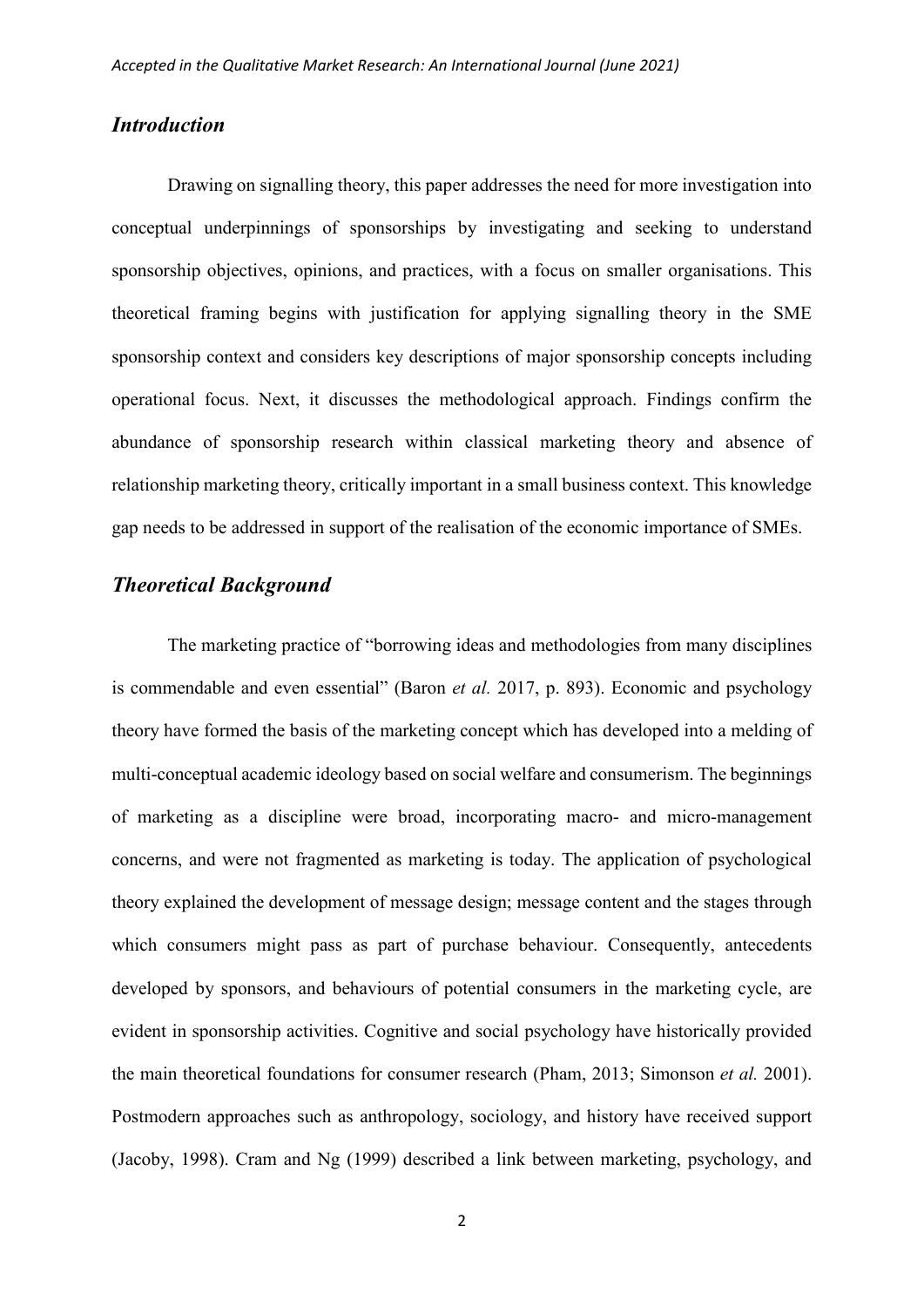## *Introduction*

Drawing on signalling theory, this paper addresses the need for more investigation into conceptual underpinnings of sponsorships by investigating and seeking to understand sponsorship objectives, opinions, and practices, with a focus on smaller organisations. This theoretical framing begins with justification for applying signalling theory in the SME sponsorship context and considers key descriptions of major sponsorship concepts including operational focus. Next, it discusses the methodological approach. Findings confirm the abundance of sponsorship research within classical marketing theory and absence of relationship marketing theory, critically important in a small business context. This knowledge gap needs to be addressed in support of the realisation of the economic importance of SMEs.

## *Theoretical Background*

The marketing practice of "borrowing ideas and methodologies from many disciplines is commendable and even essential" (Baron *et al.* 2017, p. 893). Economic and psychology theory have formed the basis of the marketing concept which has developed into a melding of multi-conceptual academic ideology based on social welfare and consumerism. The beginnings of marketing as a discipline were broad, incorporating macro- and micro-management concerns, and were not fragmented as marketing is today. The application of psychological theory explained the development of message design; message content and the stages through which consumers might pass as part of purchase behaviour. Consequently, antecedents developed by sponsors, and behaviours of potential consumers in the marketing cycle, are evident in sponsorship activities. Cognitive and social psychology have historically provided the main theoretical foundations for consumer research (Pham, 2013; Simonson *et al.* 2001). Postmodern approaches such as anthropology, sociology, and history have received support (Jacoby, 1998). Cram and Ng (1999) described a link between marketing, psychology, and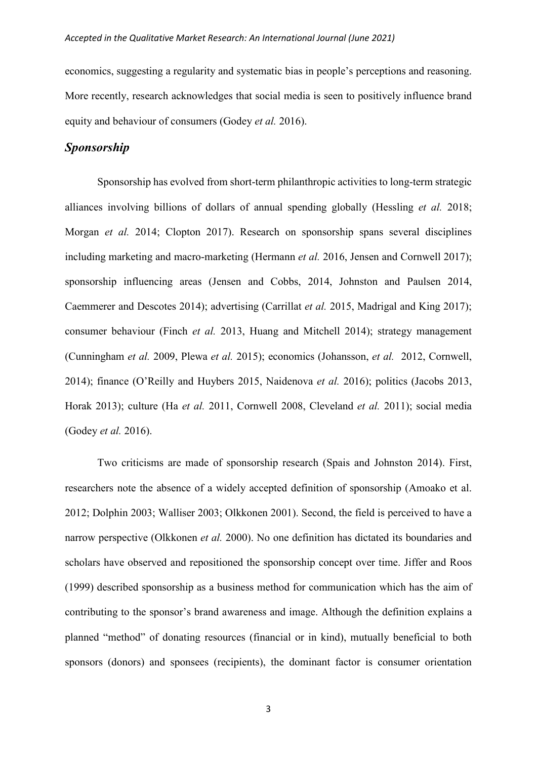economics, suggesting a regularity and systematic bias in people's perceptions and reasoning. More recently, research acknowledges that social media is seen to positively influence brand equity and behaviour of consumers (Godey *et al.* 2016).

## *Sponsorship*

Sponsorship has evolved from short-term philanthropic activities to long-term strategic alliances involving billions of dollars of annual spending globally (Hessling *et al.* 2018; Morgan *et al.* 2014; Clopton 2017). Research on sponsorship spans several disciplines including marketing and macro-marketing (Hermann *et al.* 2016, Jensen and Cornwell 2017); sponsorship influencing areas (Jensen and Cobbs, 2014, Johnston and Paulsen 2014, Caemmerer and Descotes 2014); advertising (Carrillat *et al.* 2015, Madrigal and King 2017); consumer behaviour (Finch *et al.* 2013, Huang and Mitchell 2014); strategy management (Cunningham *et al.* 2009, Plewa *et al.* 2015); economics (Johansson, *et al.* 2012, Cornwell, 2014); finance (O'Reilly and Huybers 2015, Naidenova *et al.* 2016); politics (Jacobs 2013, Horak 2013); culture (Ha *et al.* 2011, Cornwell 2008, Cleveland *et al.* 2011); social media (Godey *et al.* 2016).

Two criticisms are made of sponsorship research (Spais and Johnston 2014). First, researchers note the absence of a widely accepted definition of sponsorship (Amoako et al. 2012; Dolphin 2003; Walliser 2003; Olkkonen 2001). Second, the field is perceived to have a narrow perspective (Olkkonen *et al.* 2000). No one definition has dictated its boundaries and scholars have observed and repositioned the sponsorship concept over time. Jiffer and Roos (1999) described sponsorship as a business method for communication which has the aim of contributing to the sponsor's brand awareness and image. Although the definition explains a planned "method" of donating resources (financial or in kind), mutually beneficial to both sponsors (donors) and sponsees (recipients), the dominant factor is consumer orientation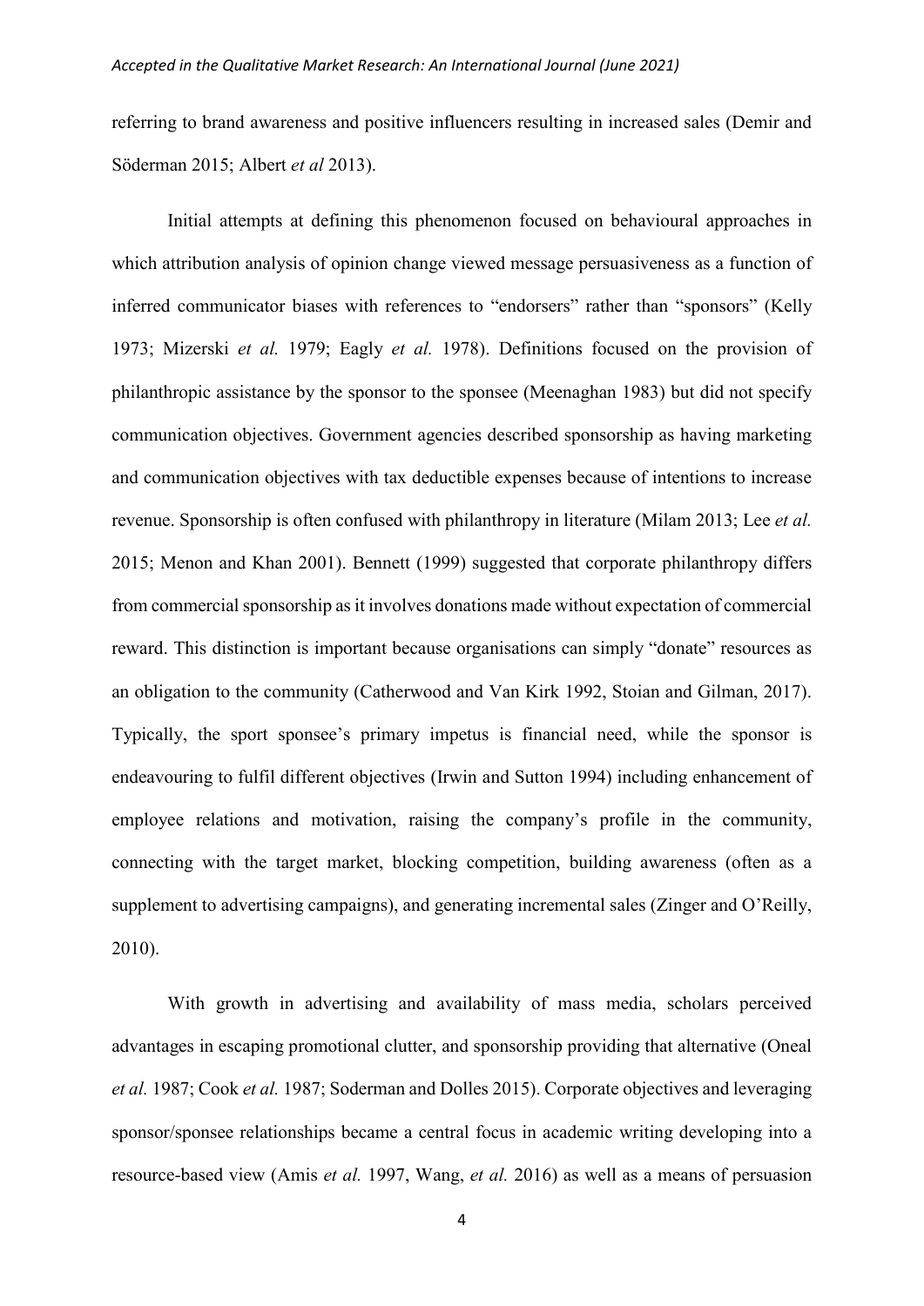referring to brand awareness and positive influencers resulting in increased sales (Demir and Söderman 2015; Albert *et al* 2013).

Initial attempts at defining this phenomenon focused on behavioural approaches in which attribution analysis of opinion change viewed message persuasiveness as a function of inferred communicator biases with references to "endorsers" rather than "sponsors" (Kelly 1973; Mizerski *et al.* 1979; Eagly *et al.* 1978). Definitions focused on the provision of philanthropic assistance by the sponsor to the sponsee (Meenaghan 1983) but did not specify communication objectives. Government agencies described sponsorship as having marketing and communication objectives with tax deductible expenses because of intentions to increase revenue. Sponsorship is often confused with philanthropy in literature (Milam 2013; Lee *et al.* 2015; Menon and Khan 2001). Bennett (1999) suggested that corporate philanthropy differs from commercial sponsorship as it involves donations made without expectation of commercial reward. This distinction is important because organisations can simply "donate" resources as an obligation to the community (Catherwood and Van Kirk 1992, Stoian and Gilman, 2017). Typically, the sport sponsee's primary impetus is financial need, while the sponsor is endeavouring to fulfil different objectives (Irwin and Sutton 1994) including enhancement of employee relations and motivation, raising the company's profile in the community, connecting with the target market, blocking competition, building awareness (often as a supplement to advertising campaigns), and generating incremental sales (Zinger and O'Reilly, 2010).

With growth in advertising and availability of mass media, scholars perceived advantages in escaping promotional clutter, and sponsorship providing that alternative (Oneal *et al.* 1987; Cook *et al.* 1987; Soderman and Dolles 2015). Corporate objectives and leveraging sponsor/sponsee relationships became a central focus in academic writing developing into a resource-based view (Amis *et al.* 1997, Wang, *et al.* 2016) as well as a means of persuasion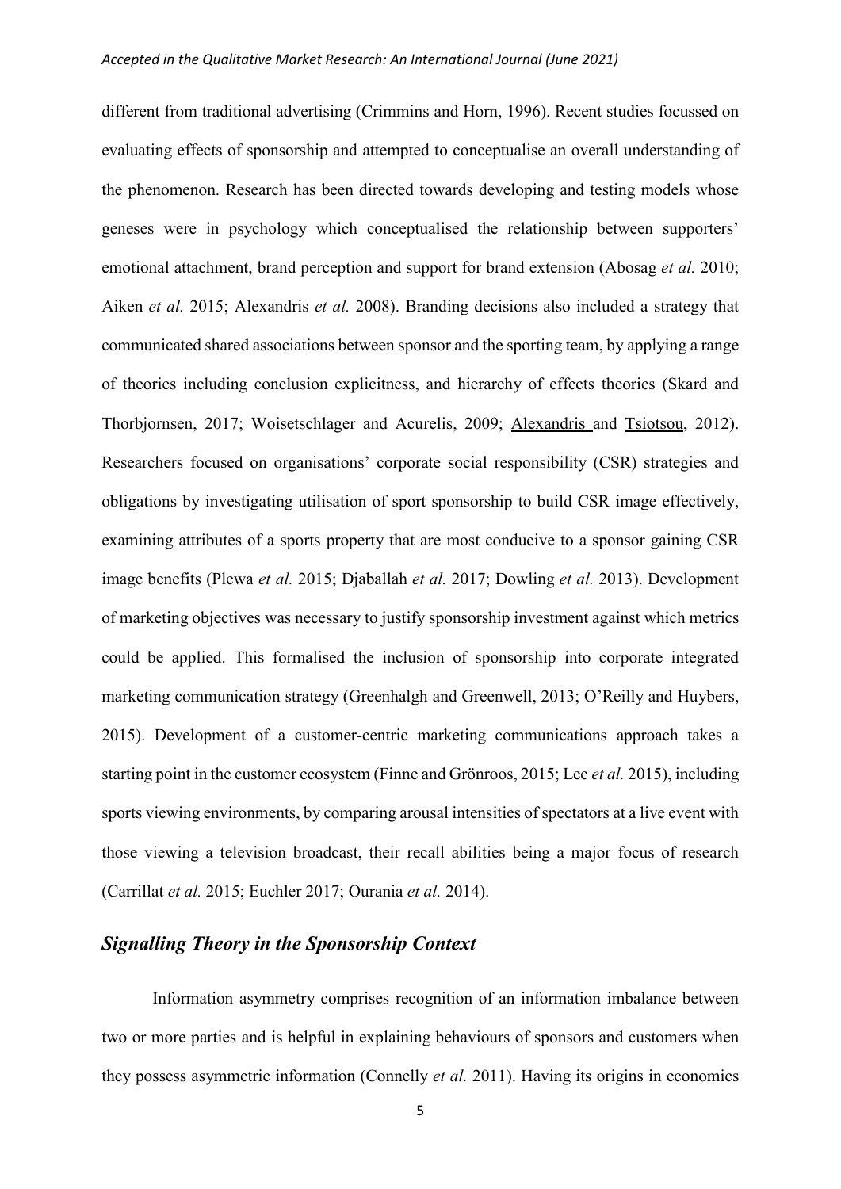different from traditional advertising (Crimmins and Horn, 1996). Recent studies focussed on evaluating effects of sponsorship and attempted to conceptualise an overall understanding of the phenomenon. Research has been directed towards developing and testing models whose geneses were in psychology which conceptualised the relationship between supporters' emotional attachment, brand perception and support for brand extension (Abosag *et al.* 2010; Aiken *et al.* 2015; Alexandris *et al.* 2008). Branding decisions also included a strategy that communicated shared associations between sponsor and the sporting team, by applying a range of theories including conclusion explicitness, and hierarchy of effects theories (Skard and Thorbjornsen, 2017; Woisetschlager and Acurelis, 2009; Alexandris and Tsiotsou, 2012). Researchers focused on organisations' corporate social responsibility (CSR) strategies and obligations by investigating utilisation of sport sponsorship to build CSR image effectively, examining attributes of a sports property that are most conducive to a sponsor gaining CSR image benefits (Plewa *et al.* 2015; Djaballah *et al.* 2017; Dowling *et al.* 2013). Development of marketing objectives was necessary to justify sponsorship investment against which metrics could be applied. This formalised the inclusion of sponsorship into corporate integrated marketing communication strategy (Greenhalgh and Greenwell, 2013; O'Reilly and Huybers, 2015). Development of a customer-centric marketing communications approach takes a starting point in the customer ecosystem (Finne and Grönroos, 2015; Lee *et al.* 2015), including sports viewing environments, by comparing arousal intensities of spectators at a live event with those viewing a television broadcast, their recall abilities being a major focus of research (Carrillat *et al.* 2015; Euchler 2017; Ourania *et al.* 2014).

## *Signalling Theory in the Sponsorship Context*

Information asymmetry comprises recognition of an information imbalance between two or more parties and is helpful in explaining behaviours of sponsors and customers when they possess asymmetric information (Connelly *et al.* 2011). Having its origins in economics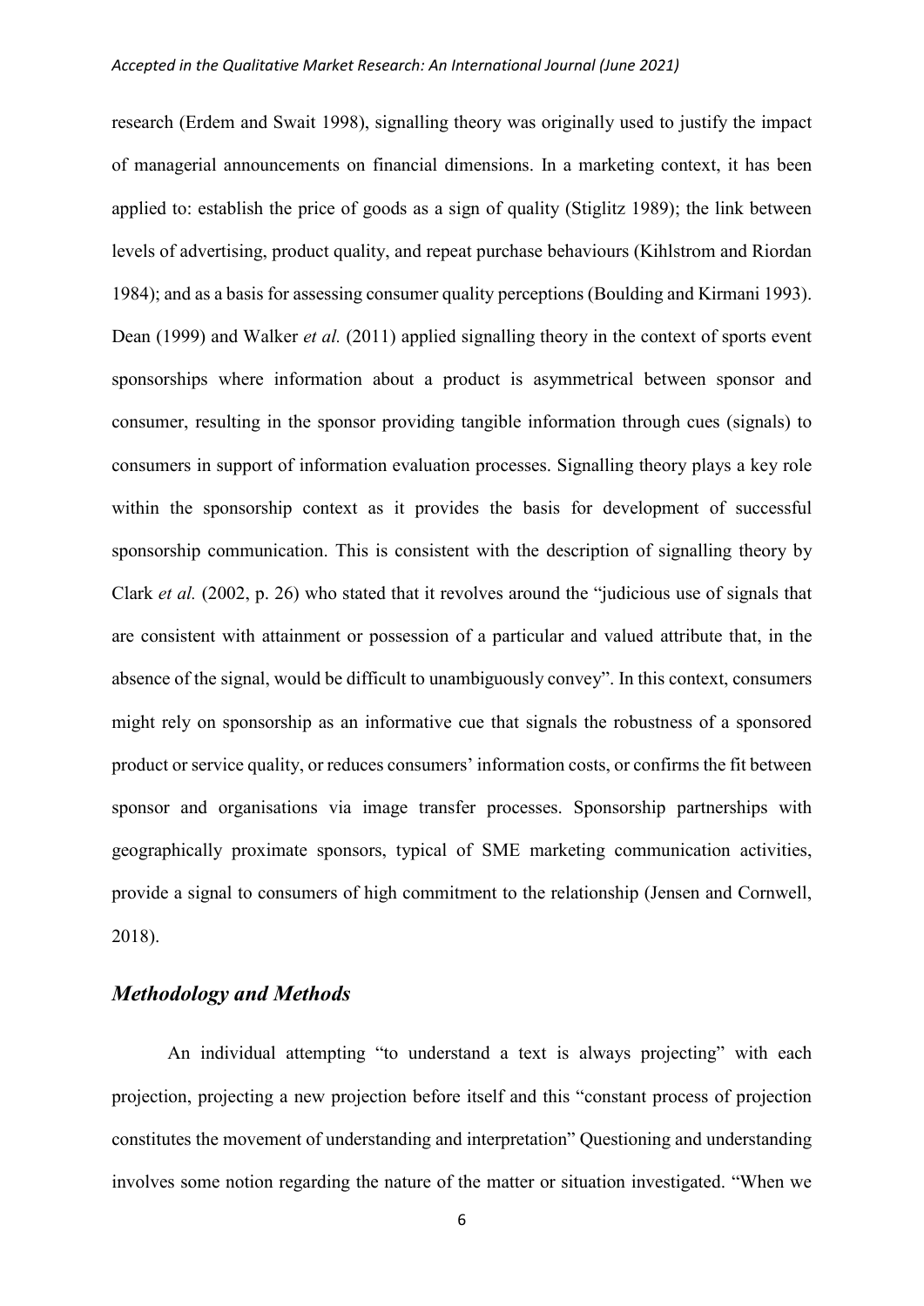research (Erdem and Swait 1998), signalling theory was originally used to justify the impact of managerial announcements on financial dimensions. In a marketing context, it has been applied to: establish the price of goods as a sign of quality (Stiglitz 1989); the link between levels of advertising, product quality, and repeat purchase behaviours (Kihlstrom and Riordan 1984); and as a basis for assessing consumer quality perceptions (Boulding and Kirmani 1993). Dean (1999) and Walker *et al.* (2011) applied signalling theory in the context of sports event sponsorships where information about a product is asymmetrical between sponsor and consumer, resulting in the sponsor providing tangible information through cues (signals) to consumers in support of information evaluation processes. Signalling theory plays a key role within the sponsorship context as it provides the basis for development of successful sponsorship communication. This is consistent with the description of signalling theory by Clark *et al.* (2002, p. 26) who stated that it revolves around the "judicious use of signals that are consistent with attainment or possession of a particular and valued attribute that, in the absence of the signal, would be difficult to unambiguously convey". In this context, consumers might rely on sponsorship as an informative cue that signals the robustness of a sponsored product or service quality, or reduces consumers' information costs, or confirms the fit between sponsor and organisations via image transfer processes. Sponsorship partnerships with geographically proximate sponsors, typical of SME marketing communication activities, provide a signal to consumers of high commitment to the relationship (Jensen and Cornwell, 2018).

## *Methodology and Methods*

An individual attempting "to understand a text is always projecting" with each projection, projecting a new projection before itself and this "constant process of projection constitutes the movement of understanding and interpretation" Questioning and understanding involves some notion regarding the nature of the matter or situation investigated. "When we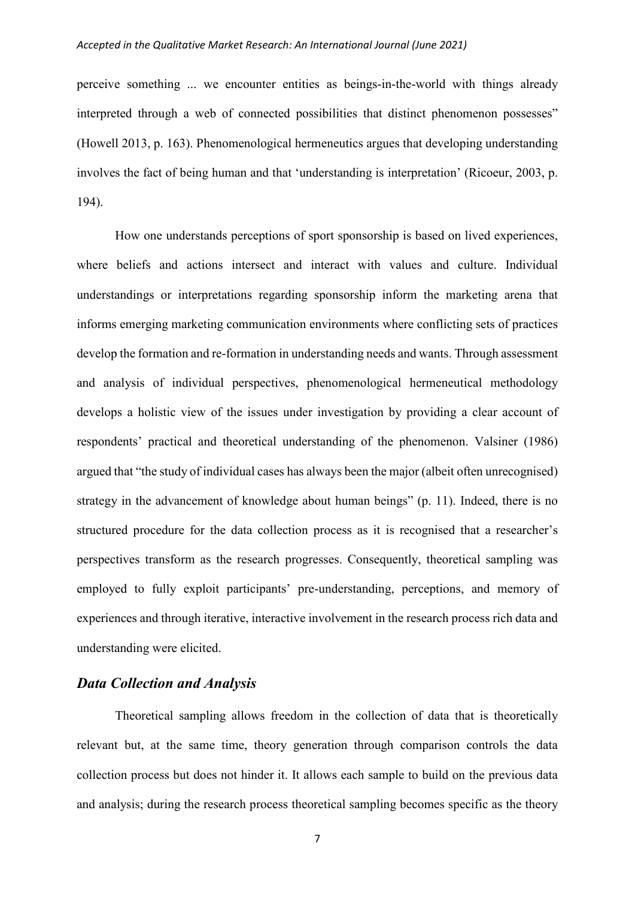perceive something ... we encounter entities as beings-in-the-world with things already interpreted through a web of connected possibilities that distinct phenomenon possesses" (Howell 2013, p. 163). Phenomenological hermeneutics argues that developing understanding involves the fact of being human and that 'understanding is interpretation' (Ricoeur, 2003, p. 194).

How one understands perceptions of sport sponsorship is based on lived experiences, where beliefs and actions intersect and interact with values and culture. Individual understandings or interpretations regarding sponsorship inform the marketing arena that informs emerging marketing communication environments where conflicting sets of practices develop the formation and re-formation in understanding needs and wants. Through assessment and analysis of individual perspectives, phenomenological hermeneutical methodology develops a holistic view of the issues under investigation by providing a clear account of respondents' practical and theoretical understanding of the phenomenon. Valsiner (1986) argued that "the study of individual cases has always been the major (albeit often unrecognised) strategy in the advancement of knowledge about human beings" (p. 11). Indeed, there is no structured procedure for the data collection process as it is recognised that a researcher's perspectives transform as the research progresses. Consequently, theoretical sampling was employed to fully exploit participants' pre-understanding, perceptions, and memory of experiences and through iterative, interactive involvement in the research process rich data and understanding were elicited.

## *Data Collection and Analysis*

Theoretical sampling allows freedom in the collection of data that is theoretically relevant but, at the same time, theory generation through comparison controls the data collection process but does not hinder it. It allows each sample to build on the previous data and analysis; during the research process theoretical sampling becomes specific as the theory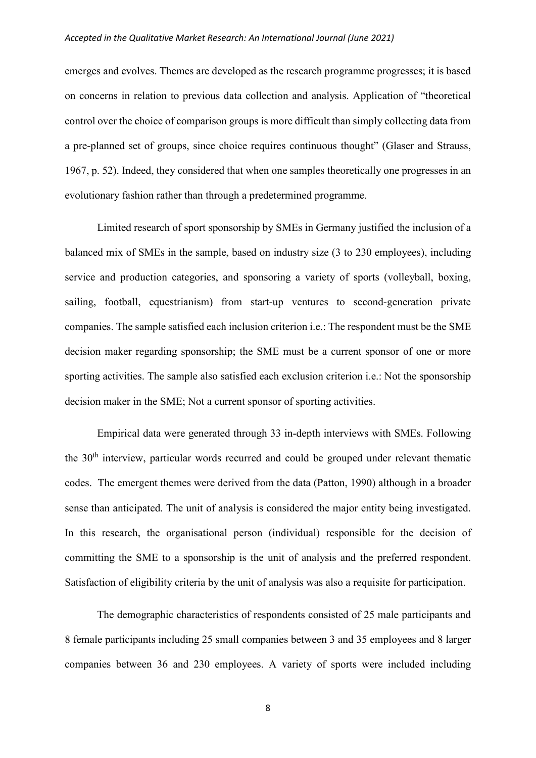emerges and evolves. Themes are developed as the research programme progresses; it is based on concerns in relation to previous data collection and analysis. Application of "theoretical control over the choice of comparison groups is more difficult than simply collecting data from a pre-planned set of groups, since choice requires continuous thought" (Glaser and Strauss, 1967, p. 52). Indeed, they considered that when one samples theoretically one progresses in an evolutionary fashion rather than through a predetermined programme.

Limited research of sport sponsorship by SMEs in Germany justified the inclusion of a balanced mix of SMEs in the sample, based on industry size (3 to 230 employees), including service and production categories, and sponsoring a variety of sports (volleyball, boxing, sailing, football, equestrianism) from start-up ventures to second-generation private companies. The sample satisfied each inclusion criterion i.e.: The respondent must be the SME decision maker regarding sponsorship; the SME must be a current sponsor of one or more sporting activities. The sample also satisfied each exclusion criterion i.e.: Not the sponsorship decision maker in the SME; Not a current sponsor of sporting activities.

Empirical data were generated through 33 in-depth interviews with SMEs. Following the 30th interview, particular words recurred and could be grouped under relevant thematic codes. The emergent themes were derived from the data (Patton, 1990) although in a broader sense than anticipated. The unit of analysis is considered the major entity being investigated. In this research, the organisational person (individual) responsible for the decision of committing the SME to a sponsorship is the unit of analysis and the preferred respondent. Satisfaction of eligibility criteria by the unit of analysis was also a requisite for participation.

The demographic characteristics of respondents consisted of 25 male participants and 8 female participants including 25 small companies between 3 and 35 employees and 8 larger companies between 36 and 230 employees. A variety of sports were included including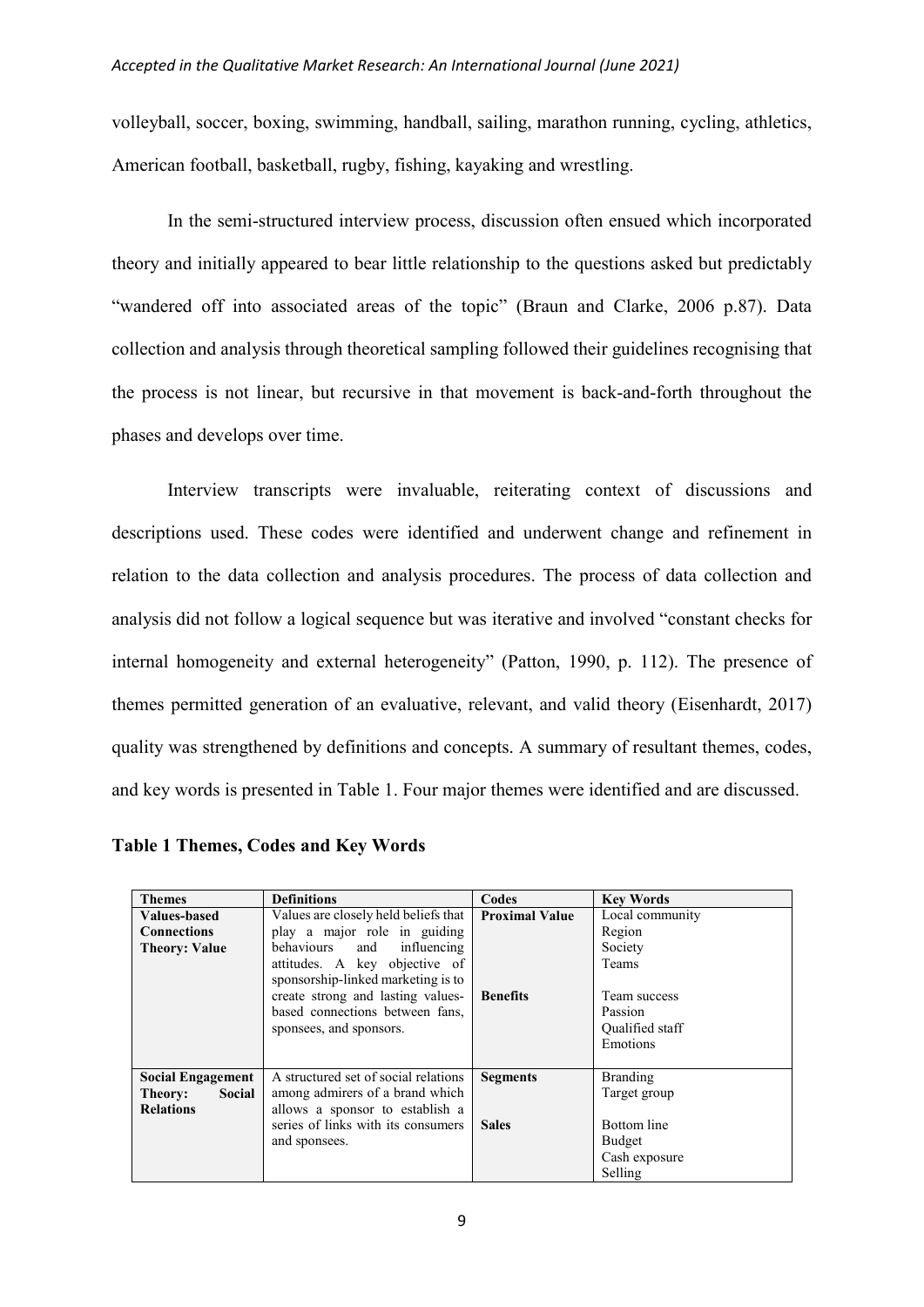volleyball, soccer, boxing, swimming, handball, sailing, marathon running, cycling, athletics, American football, basketball, rugby, fishing, kayaking and wrestling.

In the semi-structured interview process, discussion often ensued which incorporated theory and initially appeared to bear little relationship to the questions asked but predictably "wandered off into associated areas of the topic" (Braun and Clarke, 2006 p.87). Data collection and analysis through theoretical sampling followed their guidelines recognising that the process is not linear, but recursive in that movement is back-and-forth throughout the phases and develops over time.

Interview transcripts were invaluable, reiterating context of discussions and descriptions used. These codes were identified and underwent change and refinement in relation to the data collection and analysis procedures. The process of data collection and analysis did not follow a logical sequence but was iterative and involved "constant checks for internal homogeneity and external heterogeneity" (Patton, 1990, p. 112). The presence of themes permitted generation of an evaluative, relevant, and valid theory (Eisenhardt, 2017) quality was strengthened by definitions and concepts. A summary of resultant themes, codes, and key words is presented in Table 1. Four major themes were identified and are discussed.

**Table 1 Themes, Codes and Key Words**

| Themes | Definitions | Codes | Key Words |
|---|---|---|---|
| **Values-based Connections Theory: Value** | Values are closely held beliefs that play a major role in guiding behaviours and influencing attitudes. A key objective of sponsorship-linked marketing is to create strong and lasting values-based connections between fans, sponsees, and sponsors. | **Proximal Value** | Local community<br>Region<br>Society<br>Teams |
| | | **Benefits** | Team success<br>Passion<br>Qualified staff<br>Emotions |
| **Social Engagement Theory: Social Relations** | A structured set of social relations among admirers of a brand which allows a sponsor to establish a series of links with its consumers and sponsees. | **Segments** | Branding<br>Target group |
| | | **Sales** | Bottom line<br>Budget<br>Cash exposure<br>Selling |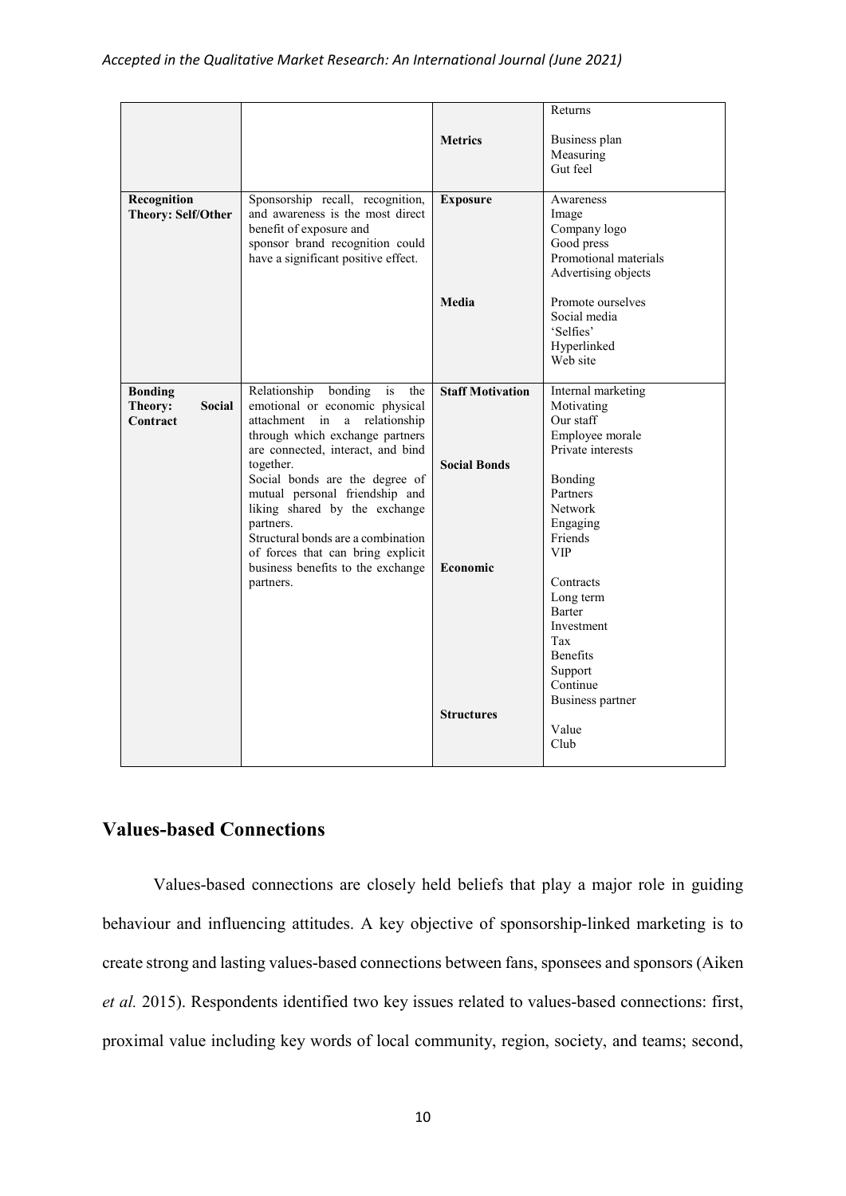| | | | |
|---|---|---|---|
| | | **Metrics** | Returns<br><br>Business plan<br>Measuring<br>Gut feel |
| **Recognition Theory: Self/Other** | Sponsorship recall, recognition, and awareness is the most direct benefit of exposure and sponsor brand recognition could have a significant positive effect. | **Exposure**<br><br><br><br><br><br>**Media** | Awareness<br>Image<br>Company logo<br>Good press<br>Promotional materials<br>Advertising objects<br><br>Promote ourselves<br>Social media<br>'Selfies'<br>Hyperlinked<br>Web site |
| **Bonding Theory: Social Contract** | Relationship bonding is the emotional or economic physical attachment in a relationship through which exchange partners are connected, interact, and bind together.<br>Social bonds are the degree of mutual personal friendship and liking shared by the exchange partners.<br>Structural bonds are a combination of forces that can bring explicit business benefits to the exchange partners. | **Staff Motivation**<br><br><br><br><br>**Social Bonds**<br><br><br><br><br><br><br>**Economic**<br><br><br><br><br><br><br><br><br><br>**Structures** | Internal marketing<br>Motivating<br>Our staff<br>Employee morale<br>Private interests<br><br>Bonding<br>Partners<br>Network<br>Engaging<br>Friends<br>VIP<br><br>Contracts<br>Long term<br>Barter<br>Investment<br>Tax<br>Benefits<br>Support<br>Continue<br>Business partner<br><br>Value<br>Club |

## Values-based Connections

Values-based connections are closely held beliefs that play a major role in guiding behaviour and influencing attitudes. A key objective of sponsorship-linked marketing is to create strong and lasting values-based connections between fans, sponsees and sponsors (Aiken *et al.* 2015). Respondents identified two key issues related to values-based connections: first, proximal value including key words of local community, region, society, and teams; second,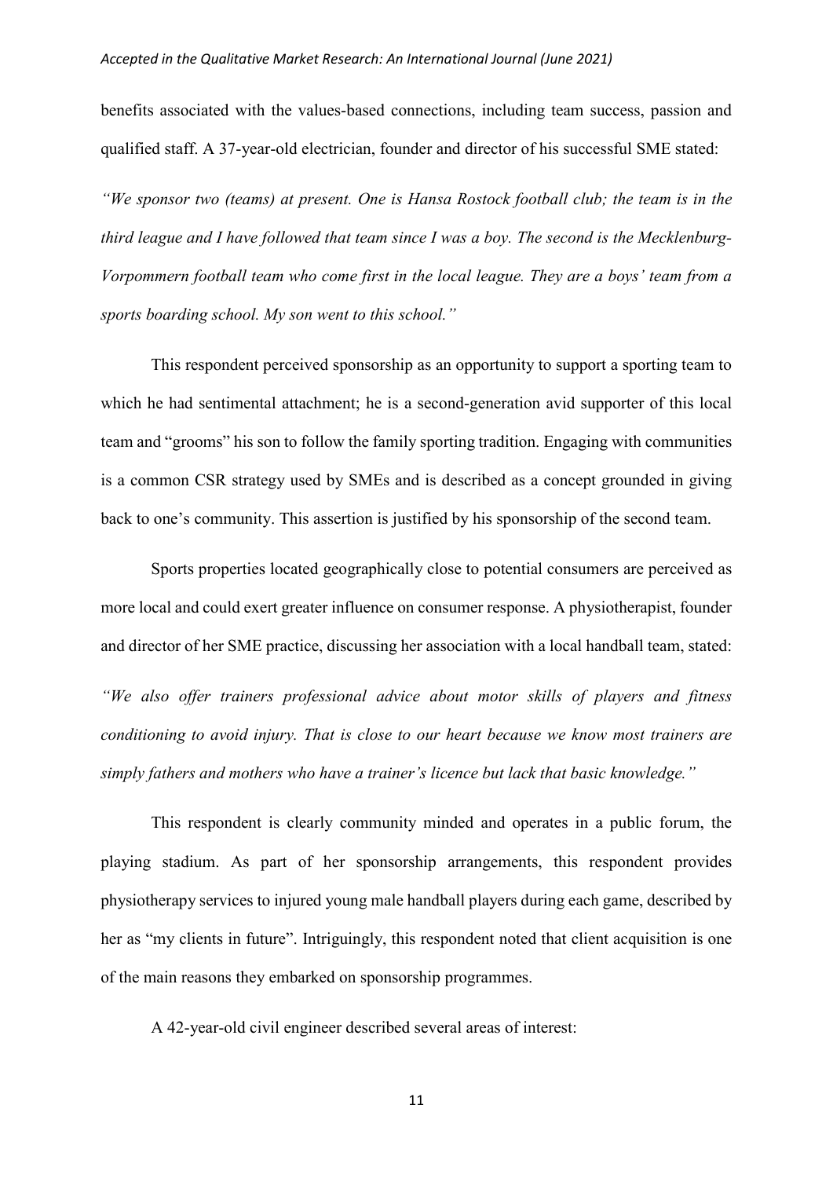benefits associated with the values-based connections, including team success, passion and qualified staff. A 37-year-old electrician, founder and director of his successful SME stated:

*"We sponsor two (teams) at present. One is Hansa Rostock football club; the team is in the third league and I have followed that team since I was a boy. The second is the Mecklenburg-Vorpommern football team who come first in the local league. They are a boys' team from a sports boarding school. My son went to this school."*

This respondent perceived sponsorship as an opportunity to support a sporting team to which he had sentimental attachment; he is a second-generation avid supporter of this local team and "grooms" his son to follow the family sporting tradition. Engaging with communities is a common CSR strategy used by SMEs and is described as a concept grounded in giving back to one's community. This assertion is justified by his sponsorship of the second team.

Sports properties located geographically close to potential consumers are perceived as more local and could exert greater influence on consumer response. A physiotherapist, founder and director of her SME practice, discussing her association with a local handball team, stated:

*"We also offer trainers professional advice about motor skills of players and fitness conditioning to avoid injury. That is close to our heart because we know most trainers are simply fathers and mothers who have a trainer's licence but lack that basic knowledge."*

This respondent is clearly community minded and operates in a public forum, the playing stadium. As part of her sponsorship arrangements, this respondent provides physiotherapy services to injured young male handball players during each game, described by her as "my clients in future". Intriguingly, this respondent noted that client acquisition is one of the main reasons they embarked on sponsorship programmes.

A 42-year-old civil engineer described several areas of interest: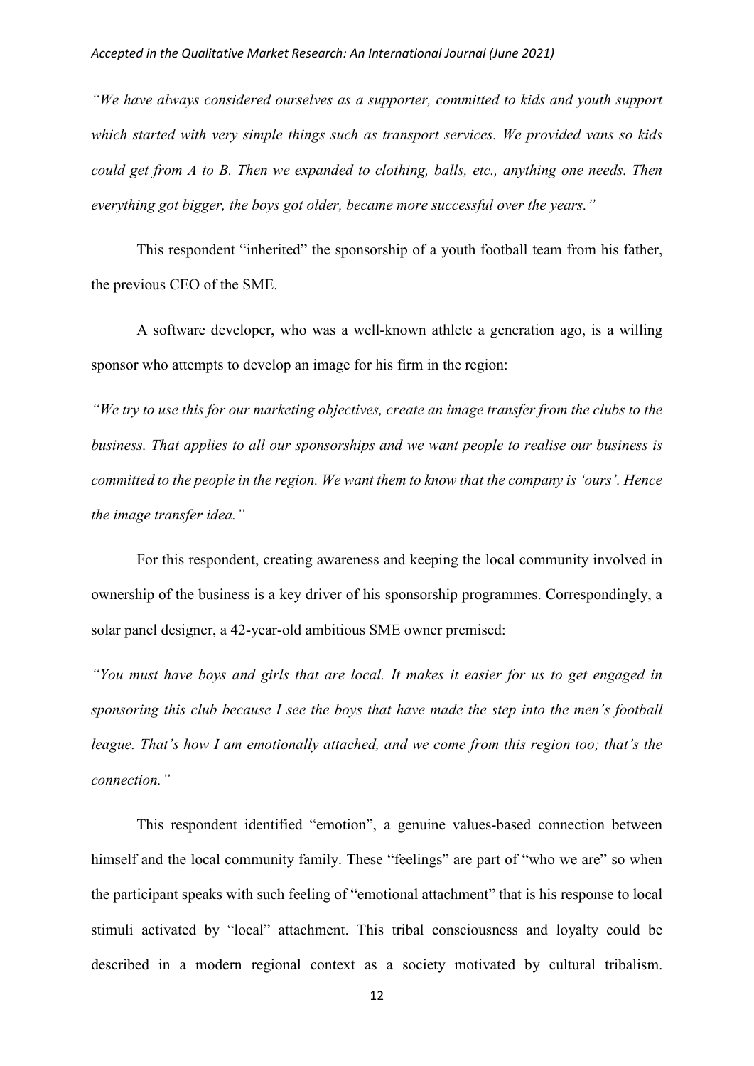*"We have always considered ourselves as a supporter, committed to kids and youth support which started with very simple things such as transport services. We provided vans so kids could get from A to B. Then we expanded to clothing, balls, etc., anything one needs. Then everything got bigger, the boys got older, became more successful over the years."*

This respondent "inherited" the sponsorship of a youth football team from his father, the previous CEO of the SME.

A software developer, who was a well-known athlete a generation ago, is a willing sponsor who attempts to develop an image for his firm in the region:

*"We try to use this for our marketing objectives, create an image transfer from the clubs to the business. That applies to all our sponsorships and we want people to realise our business is committed to the people in the region. We want them to know that the company is 'ours'. Hence the image transfer idea."*

For this respondent, creating awareness and keeping the local community involved in ownership of the business is a key driver of his sponsorship programmes. Correspondingly, a solar panel designer, a 42-year-old ambitious SME owner premised:

*"You must have boys and girls that are local. It makes it easier for us to get engaged in sponsoring this club because I see the boys that have made the step into the men's football league. That's how I am emotionally attached, and we come from this region too; that's the connection."*

This respondent identified "emotion", a genuine values-based connection between himself and the local community family. These "feelings" are part of "who we are" so when the participant speaks with such feeling of "emotional attachment" that is his response to local stimuli activated by "local" attachment. This tribal consciousness and loyalty could be described in a modern regional context as a society motivated by cultural tribalism.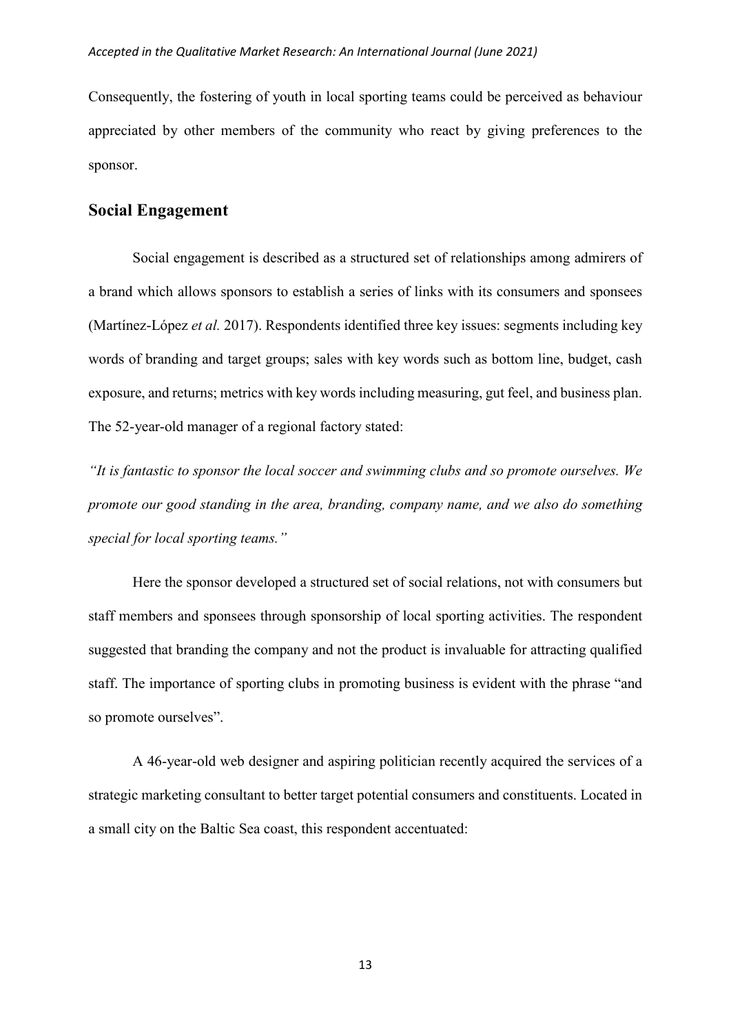Consequently, the fostering of youth in local sporting teams could be perceived as behaviour appreciated by other members of the community who react by giving preferences to the sponsor.

## Social Engagement

Social engagement is described as a structured set of relationships among admirers of a brand which allows sponsors to establish a series of links with its consumers and sponsees (Martínez-López *et al.* 2017). Respondents identified three key issues: segments including key words of branding and target groups; sales with key words such as bottom line, budget, cash exposure, and returns; metrics with key words including measuring, gut feel, and business plan. The 52-year-old manager of a regional factory stated:

*"It is fantastic to sponsor the local soccer and swimming clubs and so promote ourselves. We promote our good standing in the area, branding, company name, and we also do something special for local sporting teams."*

Here the sponsor developed a structured set of social relations, not with consumers but staff members and sponsees through sponsorship of local sporting activities. The respondent suggested that branding the company and not the product is invaluable for attracting qualified staff. The importance of sporting clubs in promoting business is evident with the phrase "and so promote ourselves".

A 46-year-old web designer and aspiring politician recently acquired the services of a strategic marketing consultant to better target potential consumers and constituents. Located in a small city on the Baltic Sea coast, this respondent accentuated: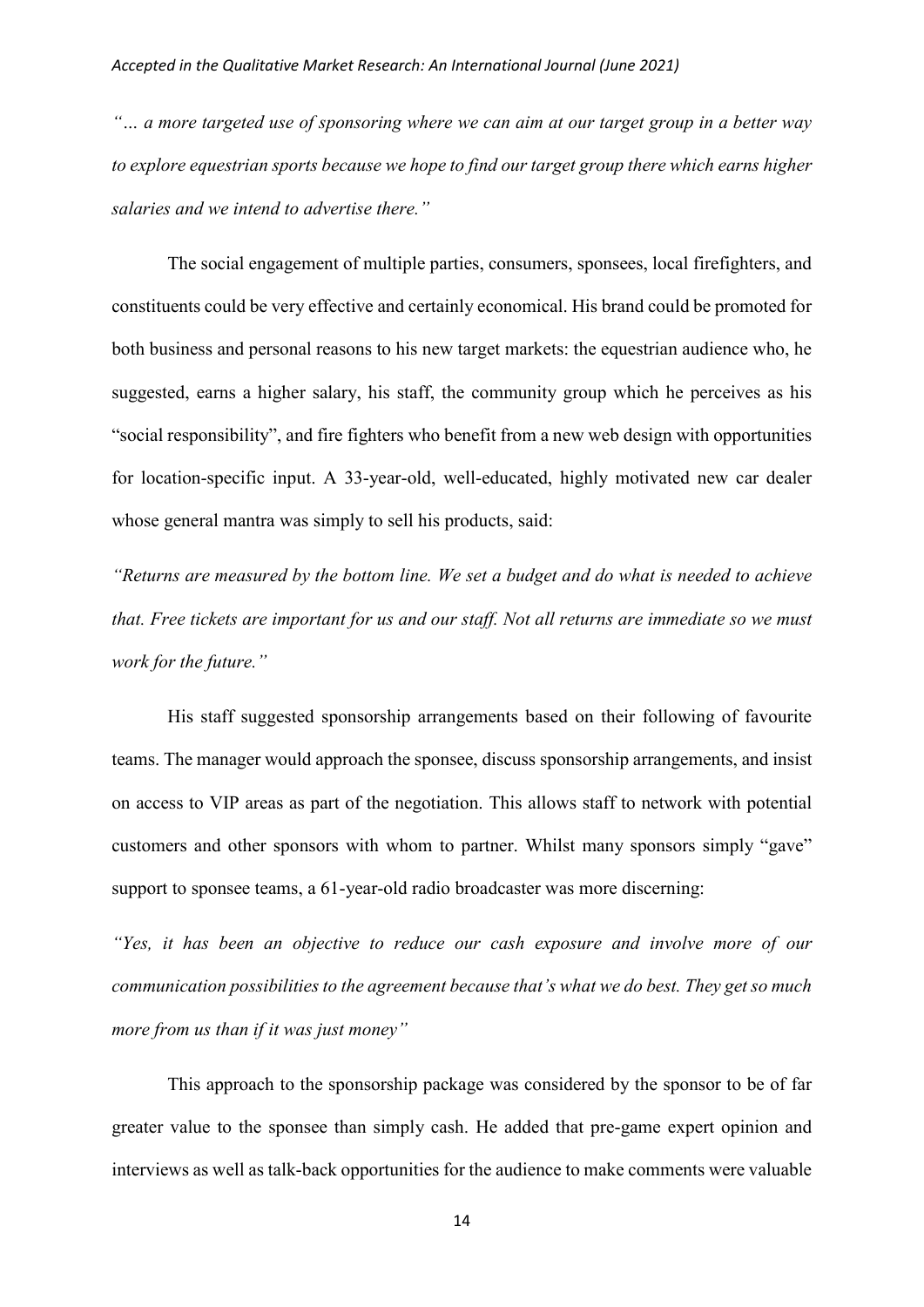*"… a more targeted use of sponsoring where we can aim at our target group in a better way to explore equestrian sports because we hope to find our target group there which earns higher salaries and we intend to advertise there."*

The social engagement of multiple parties, consumers, sponsees, local firefighters, and constituents could be very effective and certainly economical. His brand could be promoted for both business and personal reasons to his new target markets: the equestrian audience who, he suggested, earns a higher salary, his staff, the community group which he perceives as his "social responsibility", and fire fighters who benefit from a new web design with opportunities for location-specific input. A 33-year-old, well-educated, highly motivated new car dealer whose general mantra was simply to sell his products, said:

*"Returns are measured by the bottom line. We set a budget and do what is needed to achieve that. Free tickets are important for us and our staff. Not all returns are immediate so we must work for the future."*

His staff suggested sponsorship arrangements based on their following of favourite teams. The manager would approach the sponsee, discuss sponsorship arrangements, and insist on access to VIP areas as part of the negotiation. This allows staff to network with potential customers and other sponsors with whom to partner. Whilst many sponsors simply "gave" support to sponsee teams, a 61-year-old radio broadcaster was more discerning:

*"Yes, it has been an objective to reduce our cash exposure and involve more of our communication possibilities to the agreement because that's what we do best. They get so much more from us than if it was just money"*

This approach to the sponsorship package was considered by the sponsor to be of far greater value to the sponsee than simply cash. He added that pre-game expert opinion and interviews as well as talk-back opportunities for the audience to make comments were valuable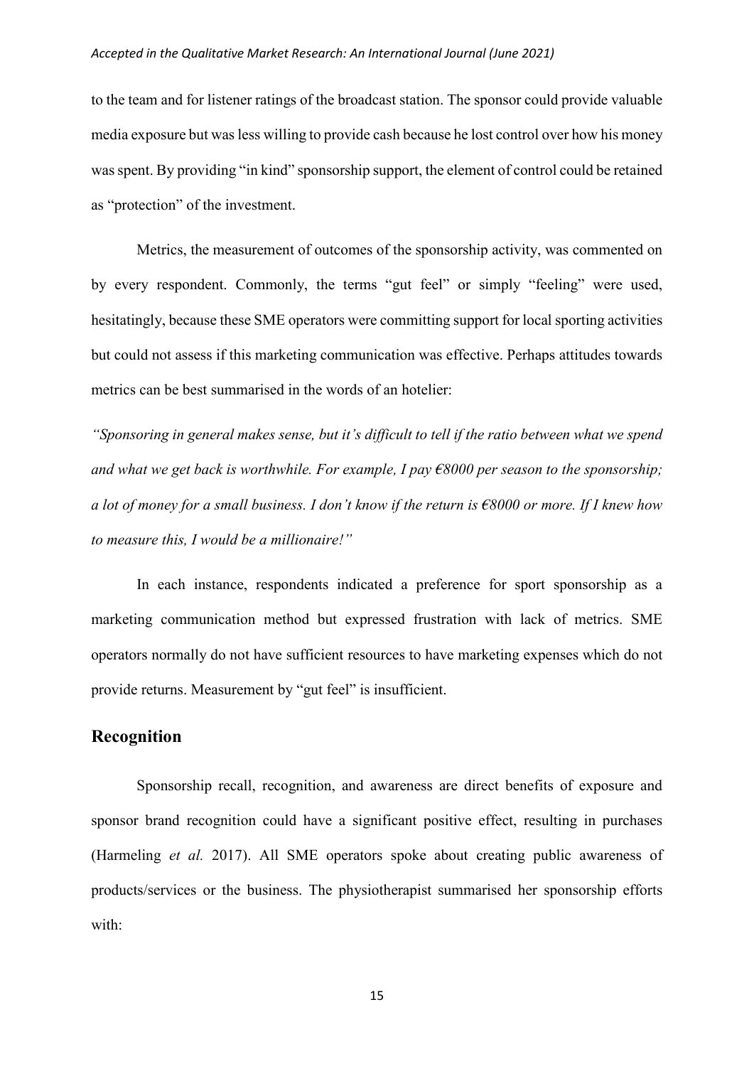to the team and for listener ratings of the broadcast station. The sponsor could provide valuable media exposure but was less willing to provide cash because he lost control over how his money was spent. By providing "in kind" sponsorship support, the element of control could be retained as "protection" of the investment.

Metrics, the measurement of outcomes of the sponsorship activity, was commented on by every respondent. Commonly, the terms "gut feel" or simply "feeling" were used, hesitatingly, because these SME operators were committing support for local sporting activities but could not assess if this marketing communication was effective. Perhaps attitudes towards metrics can be best summarised in the words of an hotelier:

*"Sponsoring in general makes sense, but it's difficult to tell if the ratio between what we spend and what we get back is worthwhile. For example, I pay €8000 per season to the sponsorship; a lot of money for a small business. I don't know if the return is €8000 or more. If I knew how to measure this, I would be a millionaire!"*

In each instance, respondents indicated a preference for sport sponsorship as a marketing communication method but expressed frustration with lack of metrics. SME operators normally do not have sufficient resources to have marketing expenses which do not provide returns. Measurement by "gut feel" is insufficient.

## Recognition

Sponsorship recall, recognition, and awareness are direct benefits of exposure and sponsor brand recognition could have a significant positive effect, resulting in purchases (Harmeling *et al.* 2017). All SME operators spoke about creating public awareness of products/services or the business. The physiotherapist summarised her sponsorship efforts with: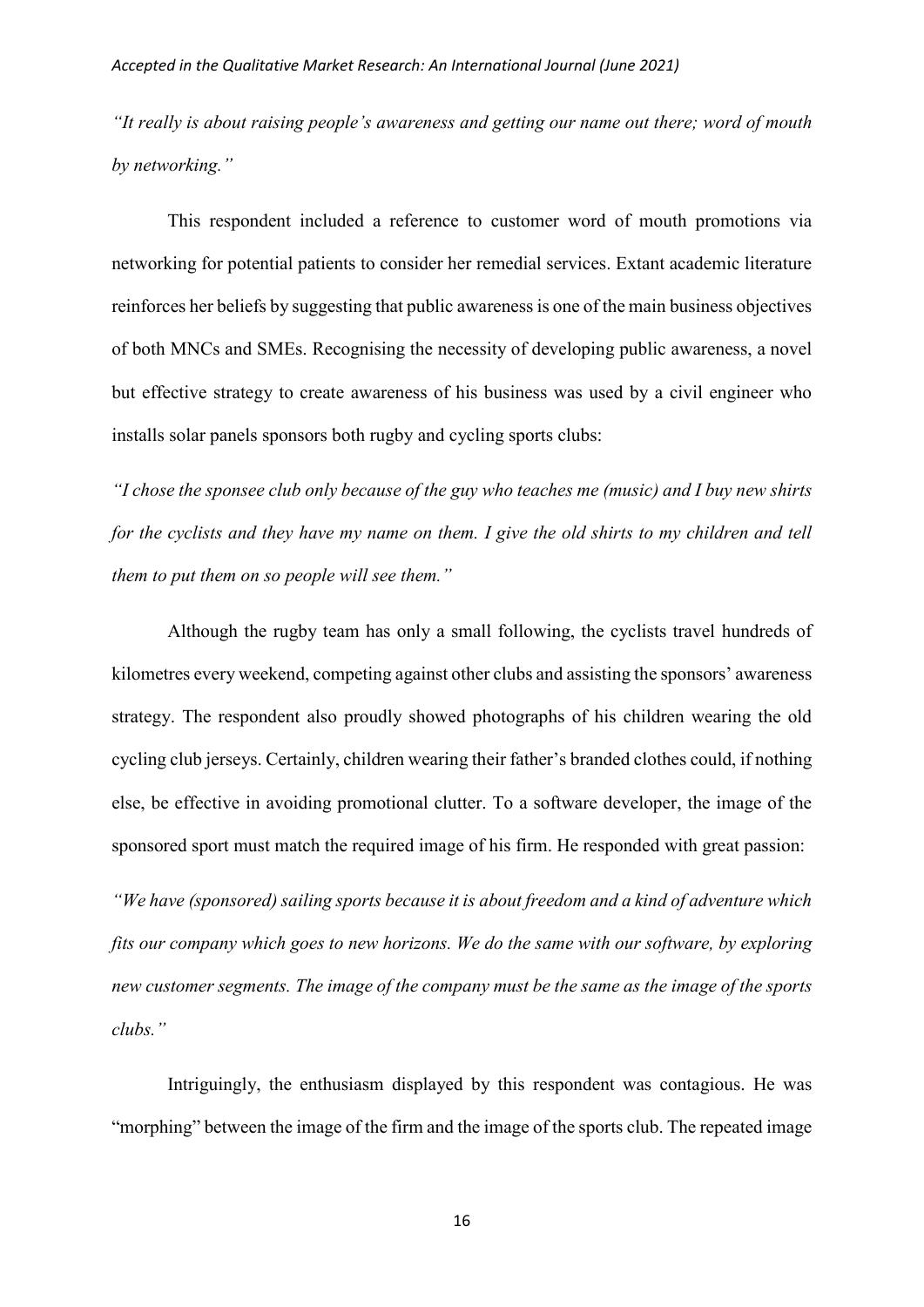*"It really is about raising people's awareness and getting our name out there; word of mouth by networking."*

This respondent included a reference to customer word of mouth promotions via networking for potential patients to consider her remedial services. Extant academic literature reinforces her beliefs by suggesting that public awareness is one of the main business objectives of both MNCs and SMEs. Recognising the necessity of developing public awareness, a novel but effective strategy to create awareness of his business was used by a civil engineer who installs solar panels sponsors both rugby and cycling sports clubs:

*"I chose the sponsee club only because of the guy who teaches me (music) and I buy new shirts for the cyclists and they have my name on them. I give the old shirts to my children and tell them to put them on so people will see them."*

Although the rugby team has only a small following, the cyclists travel hundreds of kilometres every weekend, competing against other clubs and assisting the sponsors' awareness strategy. The respondent also proudly showed photographs of his children wearing the old cycling club jerseys. Certainly, children wearing their father's branded clothes could, if nothing else, be effective in avoiding promotional clutter. To a software developer, the image of the sponsored sport must match the required image of his firm. He responded with great passion:

*"We have (sponsored) sailing sports because it is about freedom and a kind of adventure which fits our company which goes to new horizons. We do the same with our software, by exploring new customer segments. The image of the company must be the same as the image of the sports clubs."*

Intriguingly, the enthusiasm displayed by this respondent was contagious. He was "morphing" between the image of the firm and the image of the sports club. The repeated image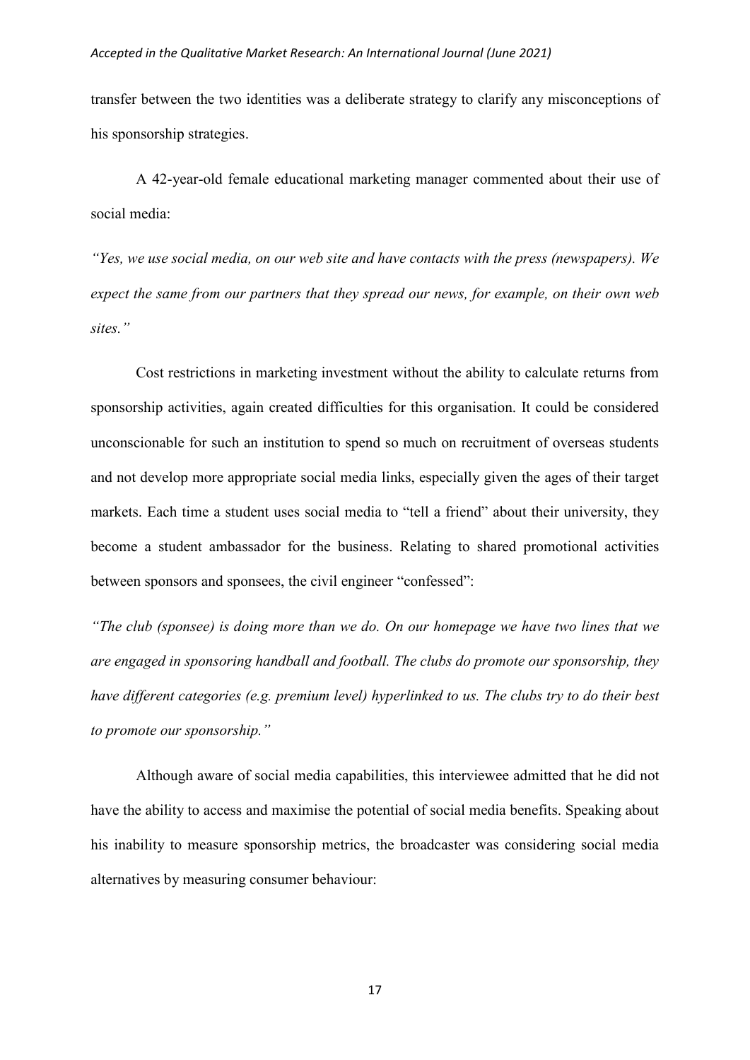transfer between the two identities was a deliberate strategy to clarify any misconceptions of his sponsorship strategies.

A 42-year-old female educational marketing manager commented about their use of social media:

*"Yes, we use social media, on our web site and have contacts with the press (newspapers). We expect the same from our partners that they spread our news, for example, on their own web sites."*

Cost restrictions in marketing investment without the ability to calculate returns from sponsorship activities, again created difficulties for this organisation. It could be considered unconscionable for such an institution to spend so much on recruitment of overseas students and not develop more appropriate social media links, especially given the ages of their target markets. Each time a student uses social media to "tell a friend" about their university, they become a student ambassador for the business. Relating to shared promotional activities between sponsors and sponsees, the civil engineer "confessed":

*"The club (sponsee) is doing more than we do. On our homepage we have two lines that we are engaged in sponsoring handball and football. The clubs do promote our sponsorship, they have different categories (e.g. premium level) hyperlinked to us. The clubs try to do their best to promote our sponsorship."*

Although aware of social media capabilities, this interviewee admitted that he did not have the ability to access and maximise the potential of social media benefits. Speaking about his inability to measure sponsorship metrics, the broadcaster was considering social media alternatives by measuring consumer behaviour: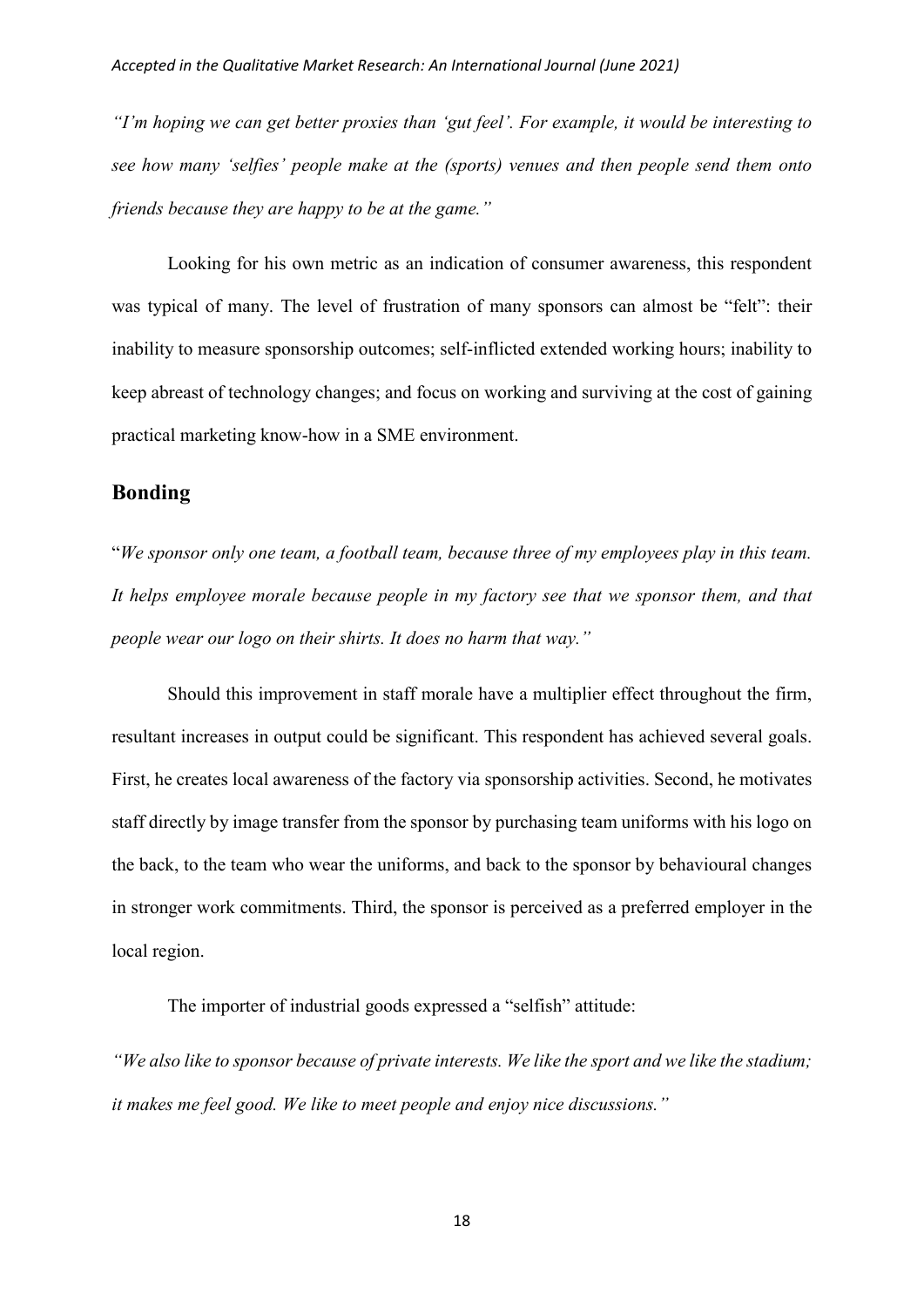*"I'm hoping we can get better proxies than 'gut feel'. For example, it would be interesting to see how many 'selfies' people make at the (sports) venues and then people send them onto friends because they are happy to be at the game."*

Looking for his own metric as an indication of consumer awareness, this respondent was typical of many. The level of frustration of many sponsors can almost be "felt": their inability to measure sponsorship outcomes; self-inflicted extended working hours; inability to keep abreast of technology changes; and focus on working and surviving at the cost of gaining practical marketing know-how in a SME environment.

## Bonding

"*We sponsor only one team, a football team, because three of my employees play in this team. It helps employee morale because people in my factory see that we sponsor them, and that people wear our logo on their shirts. It does no harm that way."*

Should this improvement in staff morale have a multiplier effect throughout the firm, resultant increases in output could be significant. This respondent has achieved several goals. First, he creates local awareness of the factory via sponsorship activities. Second, he motivates staff directly by image transfer from the sponsor by purchasing team uniforms with his logo on the back, to the team who wear the uniforms, and back to the sponsor by behavioural changes in stronger work commitments. Third, the sponsor is perceived as a preferred employer in the local region.

The importer of industrial goods expressed a "selfish" attitude:

*"We also like to sponsor because of private interests. We like the sport and we like the stadium; it makes me feel good. We like to meet people and enjoy nice discussions."*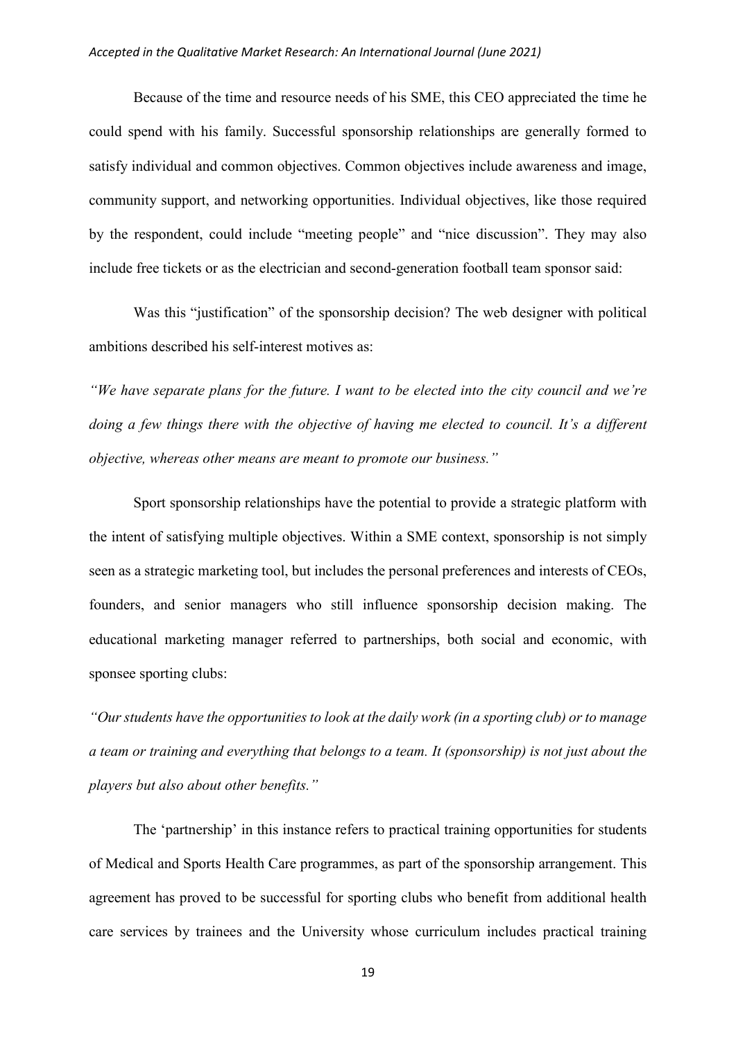Because of the time and resource needs of his SME, this CEO appreciated the time he could spend with his family. Successful sponsorship relationships are generally formed to satisfy individual and common objectives. Common objectives include awareness and image, community support, and networking opportunities. Individual objectives, like those required by the respondent, could include "meeting people" and "nice discussion". They may also include free tickets or as the electrician and second-generation football team sponsor said:

Was this "justification" of the sponsorship decision? The web designer with political ambitions described his self-interest motives as:

*"We have separate plans for the future. I want to be elected into the city council and we're doing a few things there with the objective of having me elected to council. It's a different objective, whereas other means are meant to promote our business."*

Sport sponsorship relationships have the potential to provide a strategic platform with the intent of satisfying multiple objectives. Within a SME context, sponsorship is not simply seen as a strategic marketing tool, but includes the personal preferences and interests of CEOs, founders, and senior managers who still influence sponsorship decision making. The educational marketing manager referred to partnerships, both social and economic, with sponsee sporting clubs:

*"Our students have the opportunities to look at the daily work (in a sporting club) or to manage a team or training and everything that belongs to a team. It (sponsorship) is not just about the players but also about other benefits."*

The 'partnership' in this instance refers to practical training opportunities for students of Medical and Sports Health Care programmes, as part of the sponsorship arrangement. This agreement has proved to be successful for sporting clubs who benefit from additional health care services by trainees and the University whose curriculum includes practical training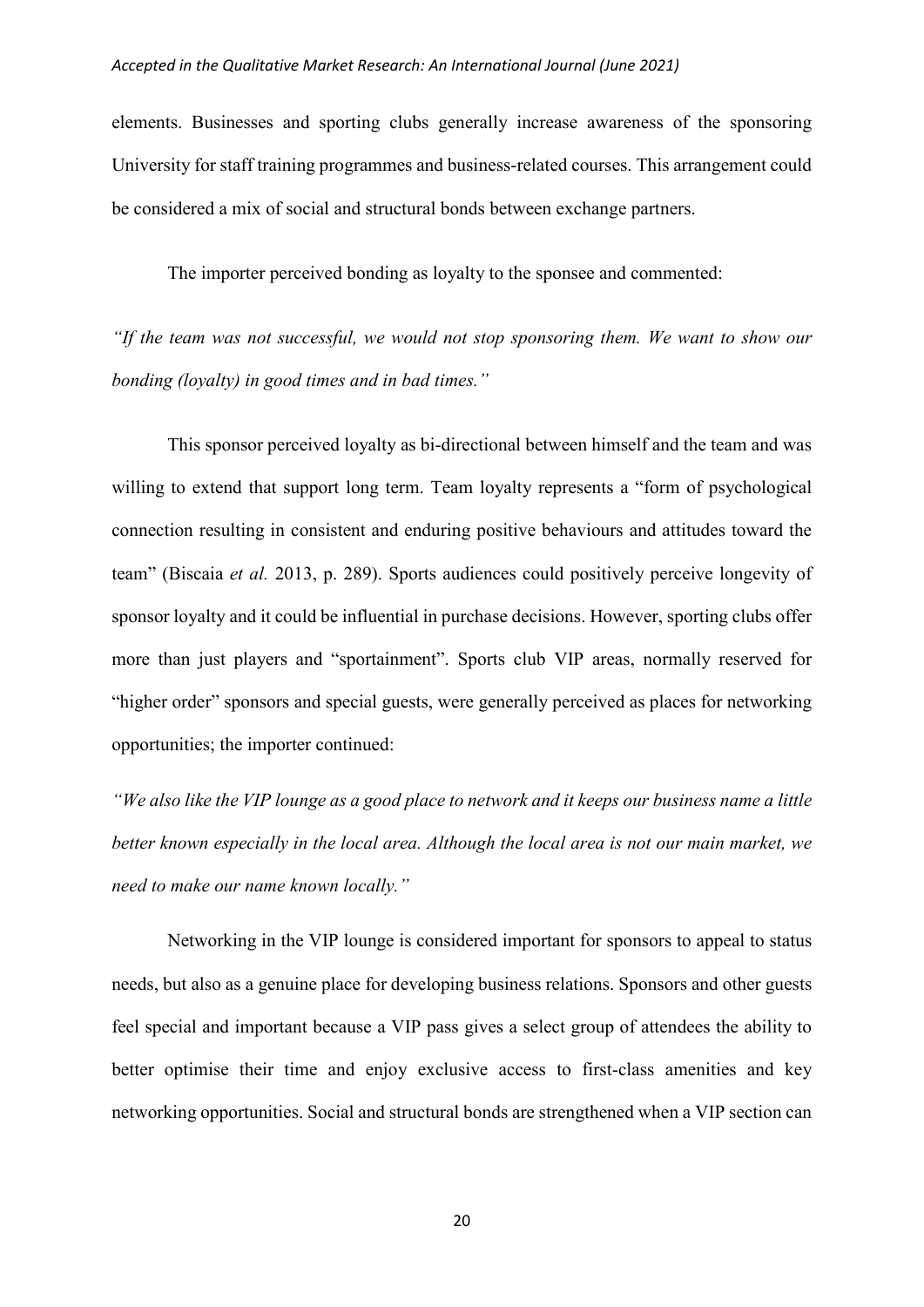elements. Businesses and sporting clubs generally increase awareness of the sponsoring University for staff training programmes and business-related courses. This arrangement could be considered a mix of social and structural bonds between exchange partners.

The importer perceived bonding as loyalty to the sponsee and commented:

*"If the team was not successful, we would not stop sponsoring them. We want to show our bonding (loyalty) in good times and in bad times."*

This sponsor perceived loyalty as bi-directional between himself and the team and was willing to extend that support long term. Team loyalty represents a "form of psychological connection resulting in consistent and enduring positive behaviours and attitudes toward the team" (Biscaia *et al.* 2013, p. 289). Sports audiences could positively perceive longevity of sponsor loyalty and it could be influential in purchase decisions. However, sporting clubs offer more than just players and "sportainment". Sports club VIP areas, normally reserved for "higher order" sponsors and special guests, were generally perceived as places for networking opportunities; the importer continued:

*"We also like the VIP lounge as a good place to network and it keeps our business name a little better known especially in the local area. Although the local area is not our main market, we need to make our name known locally."*

Networking in the VIP lounge is considered important for sponsors to appeal to status needs, but also as a genuine place for developing business relations. Sponsors and other guests feel special and important because a VIP pass gives a select group of attendees the ability to better optimise their time and enjoy exclusive access to first-class amenities and key networking opportunities. Social and structural bonds are strengthened when a VIP section can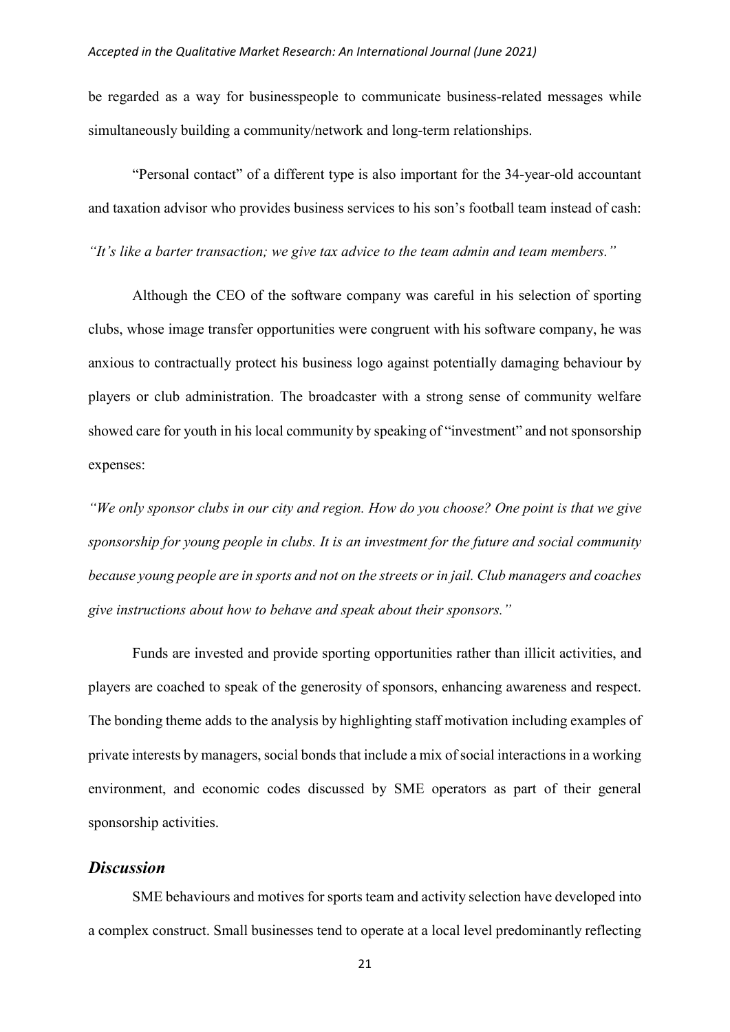be regarded as a way for businesspeople to communicate business-related messages while simultaneously building a community/network and long-term relationships.

"Personal contact" of a different type is also important for the 34-year-old accountant and taxation advisor who provides business services to his son's football team instead of cash:

*"It's like a barter transaction; we give tax advice to the team admin and team members."*

Although the CEO of the software company was careful in his selection of sporting clubs, whose image transfer opportunities were congruent with his software company, he was anxious to contractually protect his business logo against potentially damaging behaviour by players or club administration. The broadcaster with a strong sense of community welfare showed care for youth in his local community by speaking of "investment" and not sponsorship expenses:

*"We only sponsor clubs in our city and region. How do you choose? One point is that we give sponsorship for young people in clubs. It is an investment for the future and social community because young people are in sports and not on the streets or in jail. Club managers and coaches give instructions about how to behave and speak about their sponsors."*

Funds are invested and provide sporting opportunities rather than illicit activities, and players are coached to speak of the generosity of sponsors, enhancing awareness and respect. The bonding theme adds to the analysis by highlighting staff motivation including examples of private interests by managers, social bonds that include a mix of social interactions in a working environment, and economic codes discussed by SME operators as part of their general sponsorship activities.

## *Discussion*

SME behaviours and motives for sports team and activity selection have developed into a complex construct. Small businesses tend to operate at a local level predominantly reflecting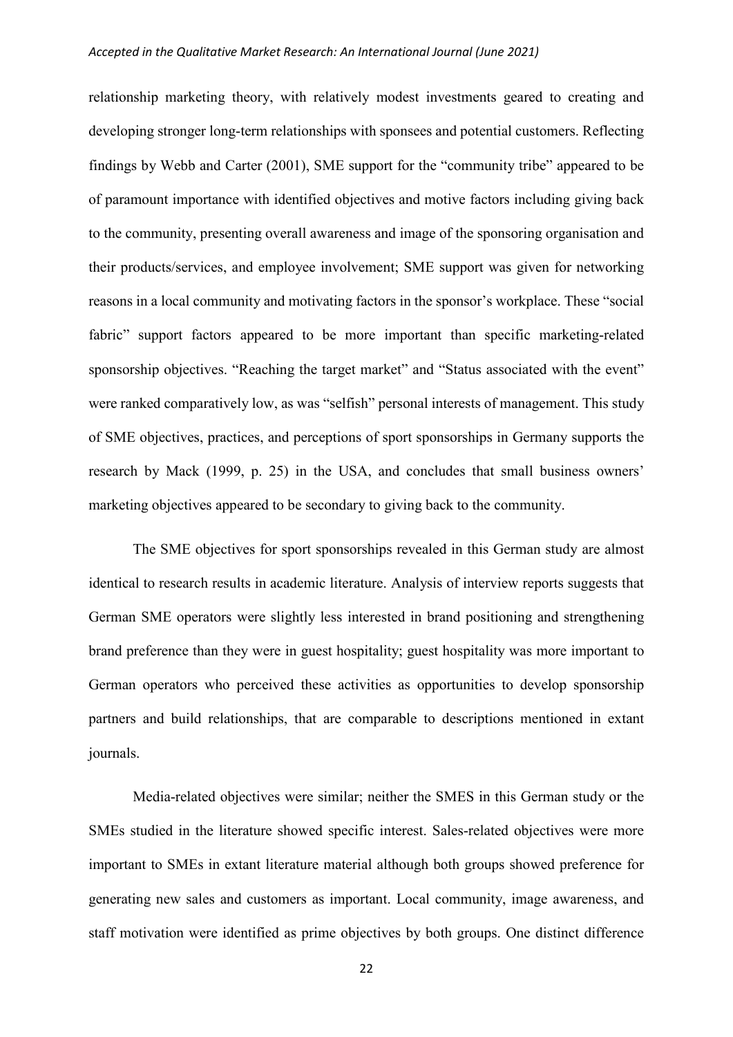relationship marketing theory, with relatively modest investments geared to creating and developing stronger long-term relationships with sponsees and potential customers. Reflecting findings by Webb and Carter (2001), SME support for the "community tribe" appeared to be of paramount importance with identified objectives and motive factors including giving back to the community, presenting overall awareness and image of the sponsoring organisation and their products/services, and employee involvement; SME support was given for networking reasons in a local community and motivating factors in the sponsor's workplace. These "social fabric" support factors appeared to be more important than specific marketing-related sponsorship objectives. "Reaching the target market" and "Status associated with the event" were ranked comparatively low, as was "selfish" personal interests of management. This study of SME objectives, practices, and perceptions of sport sponsorships in Germany supports the research by Mack (1999, p. 25) in the USA, and concludes that small business owners' marketing objectives appeared to be secondary to giving back to the community.

The SME objectives for sport sponsorships revealed in this German study are almost identical to research results in academic literature. Analysis of interview reports suggests that German SME operators were slightly less interested in brand positioning and strengthening brand preference than they were in guest hospitality; guest hospitality was more important to German operators who perceived these activities as opportunities to develop sponsorship partners and build relationships, that are comparable to descriptions mentioned in extant journals.

Media-related objectives were similar; neither the SMES in this German study or the SMEs studied in the literature showed specific interest. Sales-related objectives were more important to SMEs in extant literature material although both groups showed preference for generating new sales and customers as important. Local community, image awareness, and staff motivation were identified as prime objectives by both groups. One distinct difference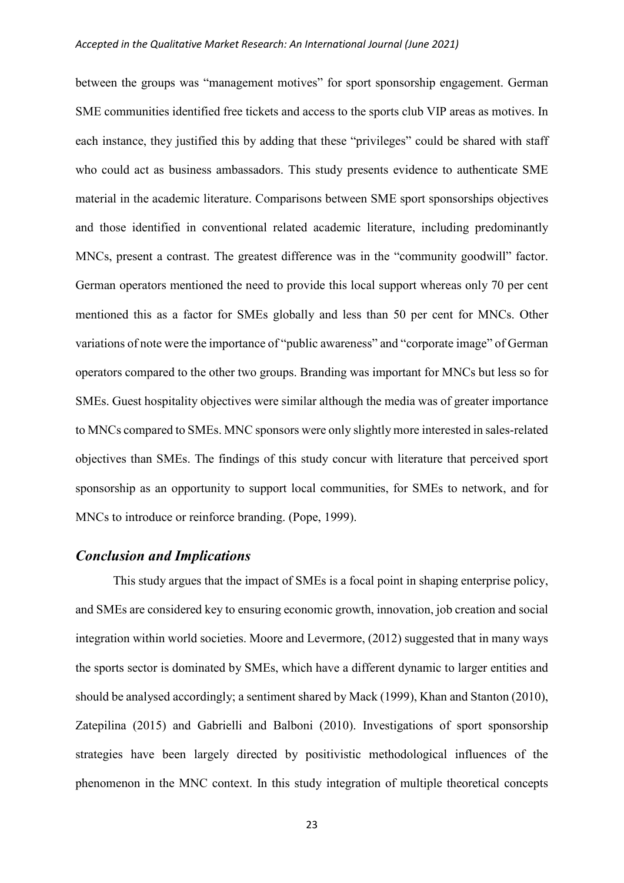between the groups was "management motives" for sport sponsorship engagement. German SME communities identified free tickets and access to the sports club VIP areas as motives. In each instance, they justified this by adding that these "privileges" could be shared with staff who could act as business ambassadors. This study presents evidence to authenticate SME material in the academic literature. Comparisons between SME sport sponsorships objectives and those identified in conventional related academic literature, including predominantly MNCs, present a contrast. The greatest difference was in the "community goodwill" factor. German operators mentioned the need to provide this local support whereas only 70 per cent mentioned this as a factor for SMEs globally and less than 50 per cent for MNCs. Other variations of note were the importance of "public awareness" and "corporate image" of German operators compared to the other two groups. Branding was important for MNCs but less so for SMEs. Guest hospitality objectives were similar although the media was of greater importance to MNCs compared to SMEs. MNC sponsors were only slightly more interested in sales-related objectives than SMEs. The findings of this study concur with literature that perceived sport sponsorship as an opportunity to support local communities, for SMEs to network, and for MNCs to introduce or reinforce branding. (Pope, 1999).

## *Conclusion and Implications*

This study argues that the impact of SMEs is a focal point in shaping enterprise policy, and SMEs are considered key to ensuring economic growth, innovation, job creation and social integration within world societies. Moore and Levermore, (2012) suggested that in many ways the sports sector is dominated by SMEs, which have a different dynamic to larger entities and should be analysed accordingly; a sentiment shared by Mack (1999), Khan and Stanton (2010), Zatepilina (2015) and Gabrielli and Balboni (2010). Investigations of sport sponsorship strategies have been largely directed by positivistic methodological influences of the phenomenon in the MNC context. In this study integration of multiple theoretical concepts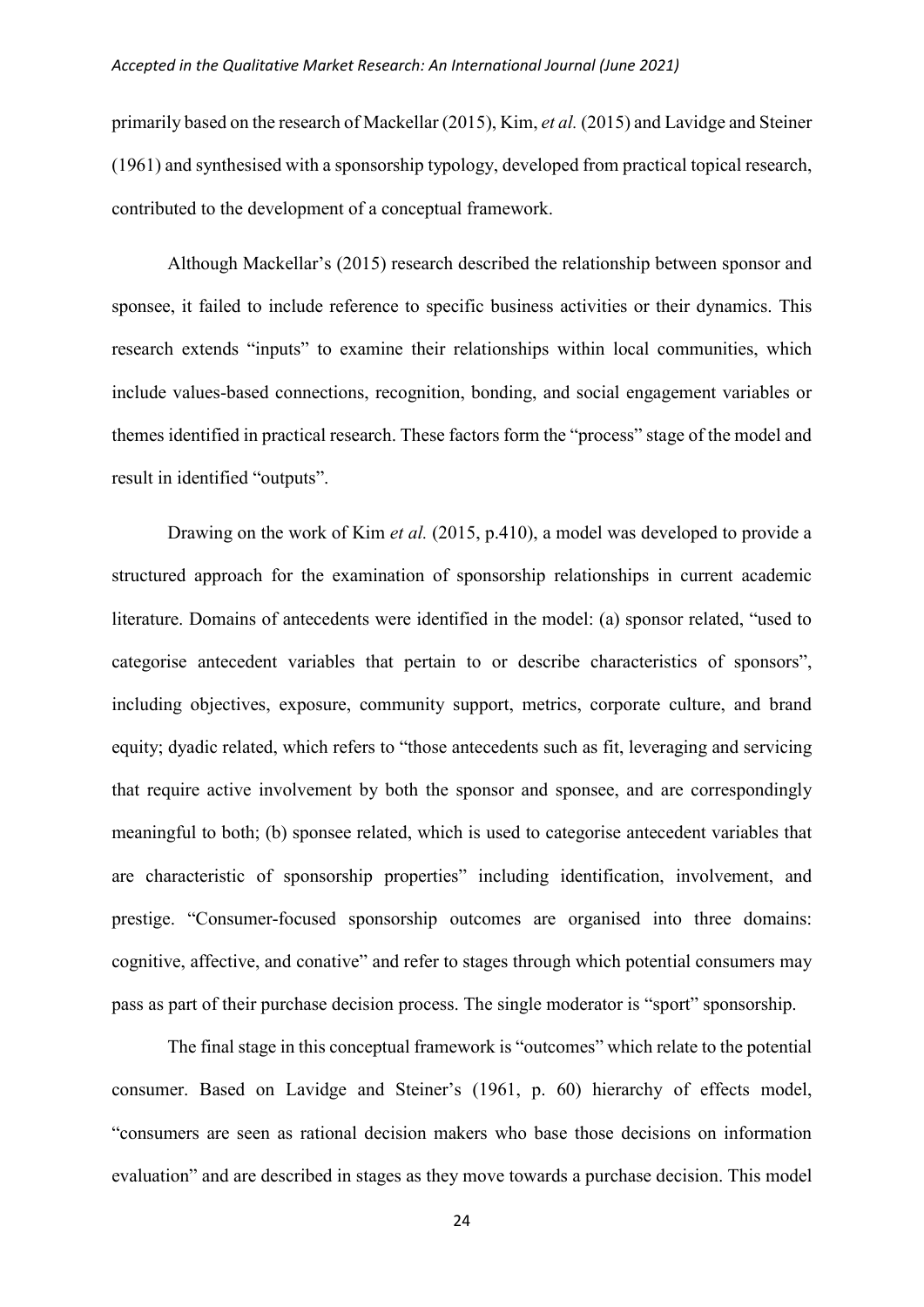primarily based on the research of Mackellar (2015), Kim, *et al.* (2015) and Lavidge and Steiner (1961) and synthesised with a sponsorship typology, developed from practical topical research, contributed to the development of a conceptual framework.

Although Mackellar's (2015) research described the relationship between sponsor and sponsee, it failed to include reference to specific business activities or their dynamics. This research extends "inputs" to examine their relationships within local communities, which include values-based connections, recognition, bonding, and social engagement variables or themes identified in practical research. These factors form the "process" stage of the model and result in identified "outputs".

Drawing on the work of Kim *et al.* (2015, p.410), a model was developed to provide a structured approach for the examination of sponsorship relationships in current academic literature. Domains of antecedents were identified in the model: (a) sponsor related, "used to categorise antecedent variables that pertain to or describe characteristics of sponsors", including objectives, exposure, community support, metrics, corporate culture, and brand equity; dyadic related, which refers to "those antecedents such as fit, leveraging and servicing that require active involvement by both the sponsor and sponsee, and are correspondingly meaningful to both; (b) sponsee related, which is used to categorise antecedent variables that are characteristic of sponsorship properties" including identification, involvement, and prestige. "Consumer-focused sponsorship outcomes are organised into three domains: cognitive, affective, and conative" and refer to stages through which potential consumers may pass as part of their purchase decision process. The single moderator is "sport" sponsorship.

The final stage in this conceptual framework is "outcomes" which relate to the potential consumer. Based on Lavidge and Steiner's (1961, p. 60) hierarchy of effects model, "consumers are seen as rational decision makers who base those decisions on information evaluation" and are described in stages as they move towards a purchase decision. This model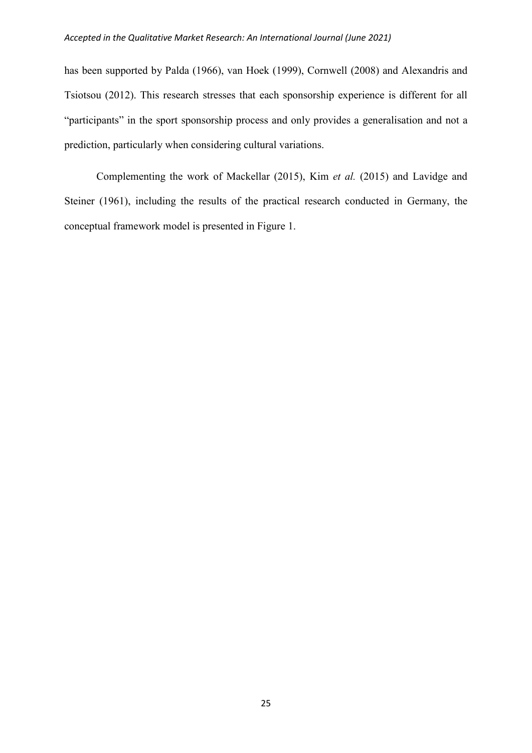has been supported by Palda (1966), van Hoek (1999), Cornwell (2008) and Alexandris and Tsiotsou (2012). This research stresses that each sponsorship experience is different for all "participants" in the sport sponsorship process and only provides a generalisation and not a prediction, particularly when considering cultural variations.

Complementing the work of Mackellar (2015), Kim *et al.* (2015) and Lavidge and Steiner (1961), including the results of the practical research conducted in Germany, the conceptual framework model is presented in Figure 1.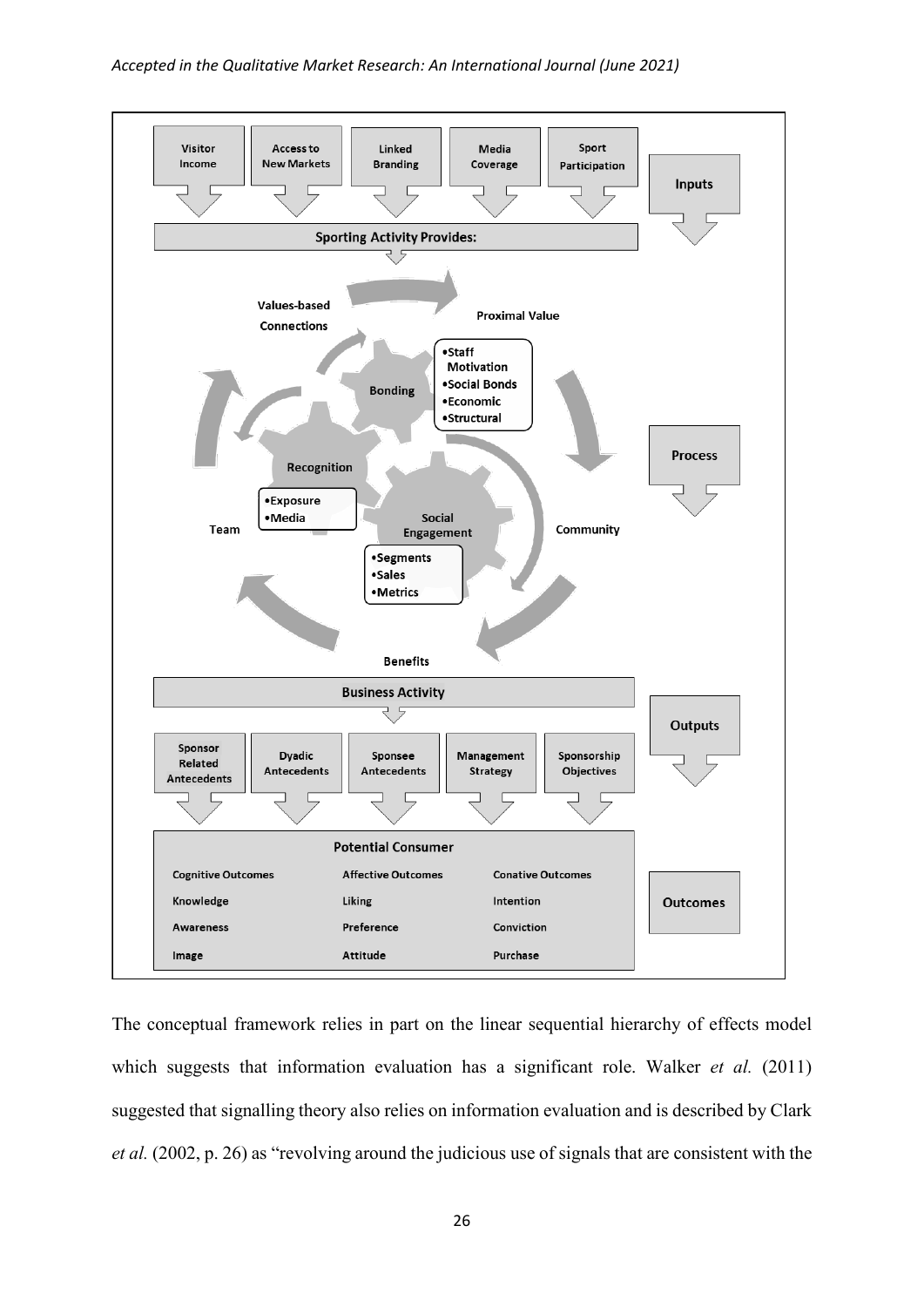**Inputs:** Visitor Income | Access to New Markets | Linked Branding | Media Coverage | Sport Participation

**Sporting Activity Provides:**

**Process:**

- Values-based Connections
- Proximal Value
- Community
- Benefits
- Team
- Bonding
  - Staff Motivation
  - Social Bonds
  - Economic
  - Structural
- Recognition
  - Exposure
  - Media
- Social Engagement
  - Segments
  - Sales
  - Metrics

**Business Activity**

**Outputs:** Sponsor Related Antecedents | Dyadic Antecedents | Sponsee Antecedents | Management Strategy | Sponsorship Objectives

**Outcomes:**

| Potential Consumer | | |
|---|---|---|
| Cognitive Outcomes | Affective Outcomes | Conative Outcomes |
| Knowledge | Liking | Intention |
| Awareness | Preference | Conviction |
| Image | Attitude | Purchase |

The conceptual framework relies in part on the linear sequential hierarchy of effects model which suggests that information evaluation has a significant role. Walker *et al.* (2011) suggested that signalling theory also relies on information evaluation and is described by Clark *et al.* (2002, p. 26) as "revolving around the judicious use of signals that are consistent with the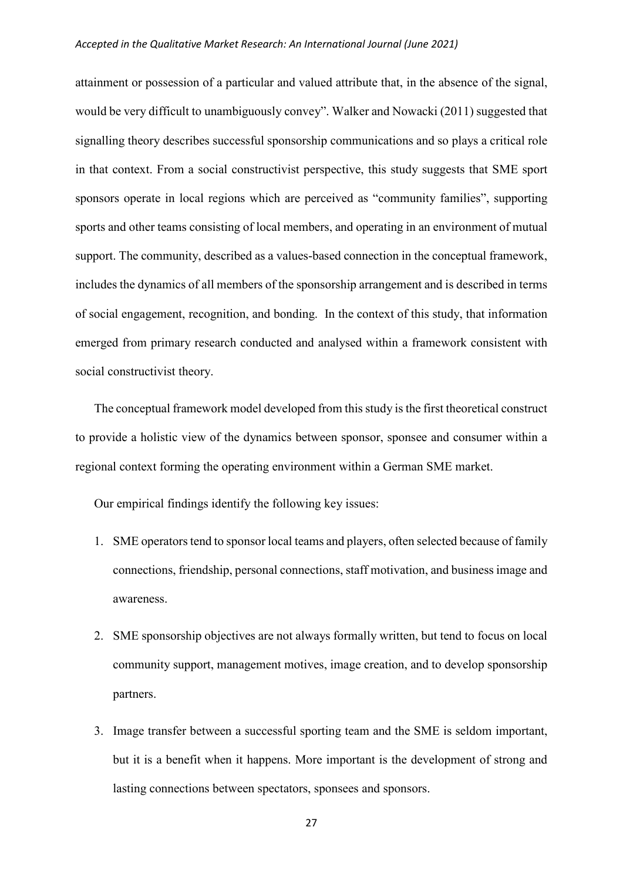attainment or possession of a particular and valued attribute that, in the absence of the signal, would be very difficult to unambiguously convey". Walker and Nowacki (2011) suggested that signalling theory describes successful sponsorship communications and so plays a critical role in that context. From a social constructivist perspective, this study suggests that SME sport sponsors operate in local regions which are perceived as "community families", supporting sports and other teams consisting of local members, and operating in an environment of mutual support. The community, described as a values-based connection in the conceptual framework, includes the dynamics of all members of the sponsorship arrangement and is described in terms of social engagement, recognition, and bonding. In the context of this study, that information emerged from primary research conducted and analysed within a framework consistent with social constructivist theory.

The conceptual framework model developed from this study is the first theoretical construct to provide a holistic view of the dynamics between sponsor, sponsee and consumer within a regional context forming the operating environment within a German SME market.

Our empirical findings identify the following key issues:

1. SME operators tend to sponsor local teams and players, often selected because of family connections, friendship, personal connections, staff motivation, and business image and awareness.
2. SME sponsorship objectives are not always formally written, but tend to focus on local community support, management motives, image creation, and to develop sponsorship partners.
3. Image transfer between a successful sporting team and the SME is seldom important, but it is a benefit when it happens. More important is the development of strong and lasting connections between spectators, sponsees and sponsors.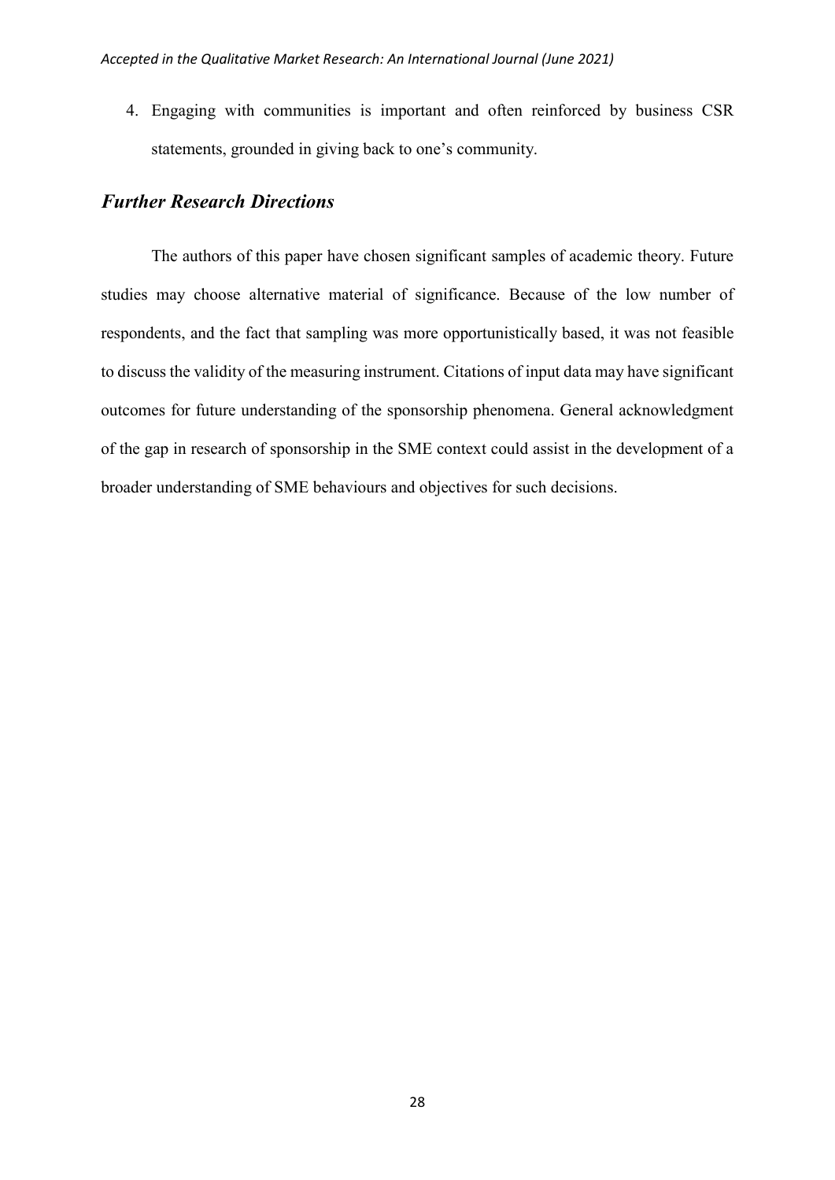4. Engaging with communities is important and often reinforced by business CSR statements, grounded in giving back to one's community.

### *Further Research Directions*

The authors of this paper have chosen significant samples of academic theory. Future studies may choose alternative material of significance. Because of the low number of respondents, and the fact that sampling was more opportunistically based, it was not feasible to discuss the validity of the measuring instrument. Citations of input data may have significant outcomes for future understanding of the sponsorship phenomena. General acknowledgment of the gap in research of sponsorship in the SME context could assist in the development of a broader understanding of SME behaviours and objectives for such decisions.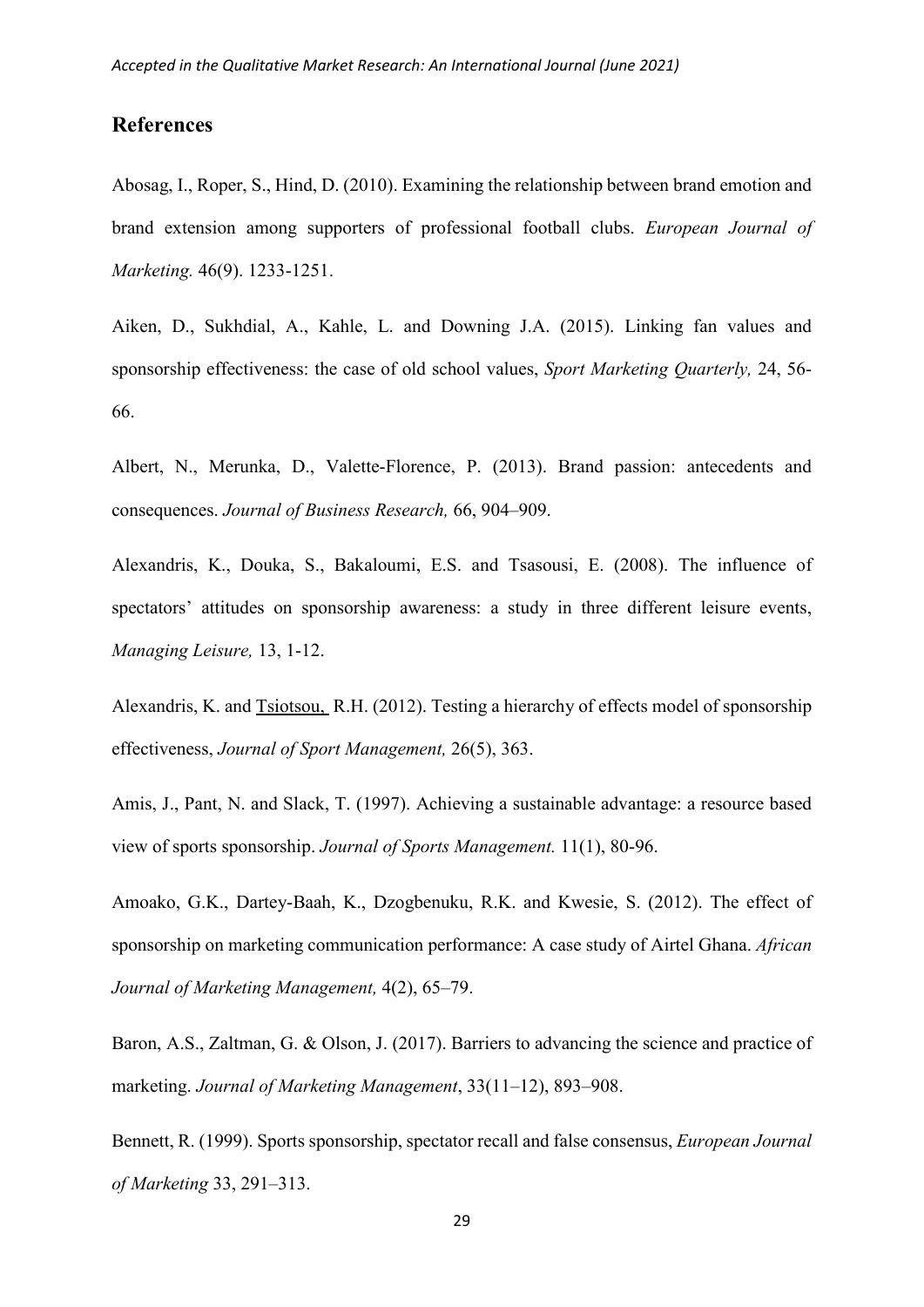## References

Abosag, I., Roper, S., Hind, D. (2010). Examining the relationship between brand emotion and brand extension among supporters of professional football clubs. *European Journal of Marketing.* 46(9). 1233-1251.

Aiken, D., Sukhdial, A., Kahle, L. and Downing J.A. (2015). Linking fan values and sponsorship effectiveness: the case of old school values, *Sport Marketing Quarterly,* 24, 56-66.

Albert, N., Merunka, D., Valette-Florence, P. (2013). Brand passion: antecedents and consequences. *Journal of Business Research,* 66, 904–909.

Alexandris, K., Douka, S., Bakaloumi, E.S. and Tsasousi, E. (2008). The influence of spectators' attitudes on sponsorship awareness: a study in three different leisure events, *Managing Leisure,* 13, 1-12.

Alexandris, K. and Tsiotsou, R.H. (2012). Testing a hierarchy of effects model of sponsorship effectiveness, *Journal of Sport Management,* 26(5), 363.

Amis, J., Pant, N. and Slack, T. (1997). Achieving a sustainable advantage: a resource based view of sports sponsorship. *Journal of Sports Management.* 11(1), 80-96.

Amoako, G.K., Dartey-Baah, K., Dzogbenuku, R.K. and Kwesie, S. (2012). The effect of sponsorship on marketing communication performance: A case study of Airtel Ghana. *African Journal of Marketing Management,* 4(2), 65–79.

Baron, A.S., Zaltman, G. & Olson, J. (2017). Barriers to advancing the science and practice of marketing. *Journal of Marketing Management*, 33(11–12), 893–908.

Bennett, R. (1999). Sports sponsorship, spectator recall and false consensus, *European Journal of Marketing* 33, 291–313.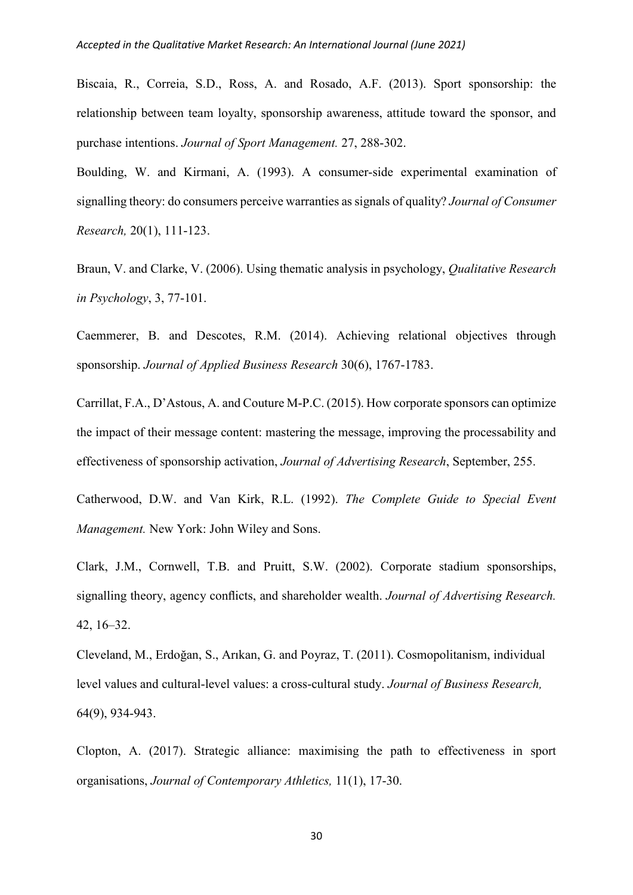Biscaia, R., Correia, S.D., Ross, A. and Rosado, A.F. (2013). Sport sponsorship: the relationship between team loyalty, sponsorship awareness, attitude toward the sponsor, and purchase intentions. *Journal of Sport Management.* 27, 288-302.

Boulding, W. and Kirmani, A. (1993). A consumer-side experimental examination of signalling theory: do consumers perceive warranties as signals of quality? *Journal of Consumer Research,* 20(1), 111-123.

Braun, V. and Clarke, V. (2006). Using thematic analysis in psychology, *Qualitative Research in Psychology*, 3, 77-101.

Caemmerer, B. and Descotes, R.M. (2014). Achieving relational objectives through sponsorship. *Journal of Applied Business Research* 30(6), 1767-1783.

Carrillat, F.A., D'Astous, A. and Couture M-P.C. (2015). How corporate sponsors can optimize the impact of their message content: mastering the message, improving the processability and effectiveness of sponsorship activation, *Journal of Advertising Research*, September, 255.

Catherwood, D.W. and Van Kirk, R.L. (1992). *The Complete Guide to Special Event Management.* New York: John Wiley and Sons.

Clark, J.M., Cornwell, T.B. and Pruitt, S.W. (2002). Corporate stadium sponsorships, signalling theory, agency conflicts, and shareholder wealth. *Journal of Advertising Research.* 42, 16–32.

Cleveland, M., Erdoğan, S., Arıkan, G. and Poyraz, T. (2011). Cosmopolitanism, individual level values and cultural-level values: a cross-cultural study. *Journal of Business Research,* 64(9), 934-943.

Clopton, A. (2017). Strategic alliance: maximising the path to effectiveness in sport organisations, *Journal of Contemporary Athletics,* 11(1), 17-30.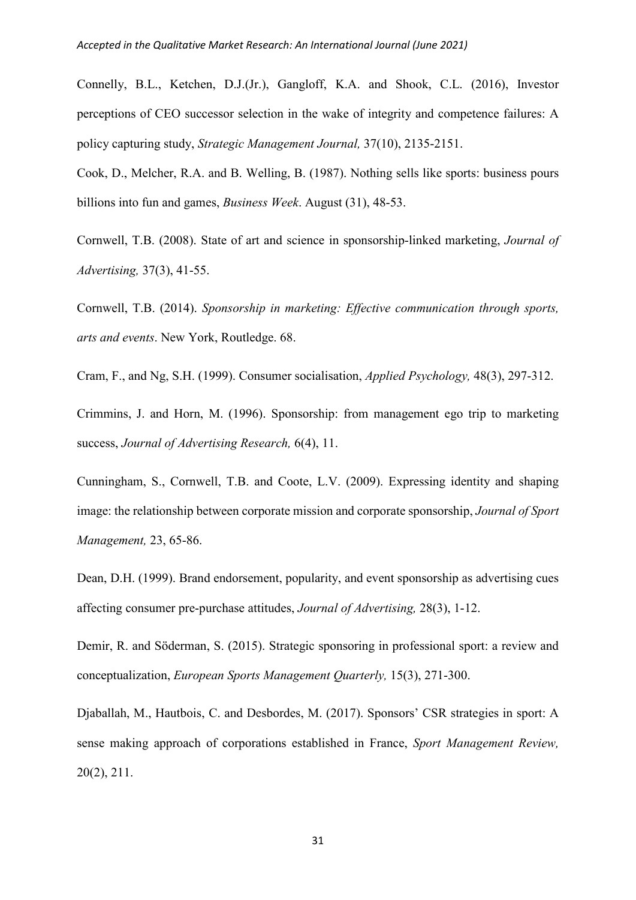Connelly, B.L., Ketchen, D.J.(Jr.), Gangloff, K.A. and Shook, C.L. (2016), Investor perceptions of CEO successor selection in the wake of integrity and competence failures: A policy capturing study, *Strategic Management Journal,* 37(10), 2135-2151.

Cook, D., Melcher, R.A. and B. Welling, B. (1987). Nothing sells like sports: business pours billions into fun and games, *Business Week*. August (31), 48-53.

Cornwell, T.B. (2008). State of art and science in sponsorship-linked marketing, *Journal of Advertising,* 37(3), 41-55.

Cornwell, T.B. (2014). *Sponsorship in marketing: Effective communication through sports, arts and events*. New York, Routledge. 68.

Cram, F., and Ng, S.H. (1999). Consumer socialisation, *Applied Psychology,* 48(3), 297-312.

Crimmins, J. and Horn, M. (1996). Sponsorship: from management ego trip to marketing success, *Journal of Advertising Research,* 6(4), 11.

Cunningham, S., Cornwell, T.B. and Coote, L.V. (2009). Expressing identity and shaping image: the relationship between corporate mission and corporate sponsorship, *Journal of Sport Management,* 23, 65-86.

Dean, D.H. (1999). Brand endorsement, popularity, and event sponsorship as advertising cues affecting consumer pre-purchase attitudes, *Journal of Advertising,* 28(3), 1-12.

Demir, R. and Söderman, S. (2015). Strategic sponsoring in professional sport: a review and conceptualization, *European Sports Management Quarterly,* 15(3), 271-300.

Djaballah, M., Hautbois, C. and Desbordes, M. (2017). Sponsors' CSR strategies in sport: A sense making approach of corporations established in France, *Sport Management Review,* 20(2), 211.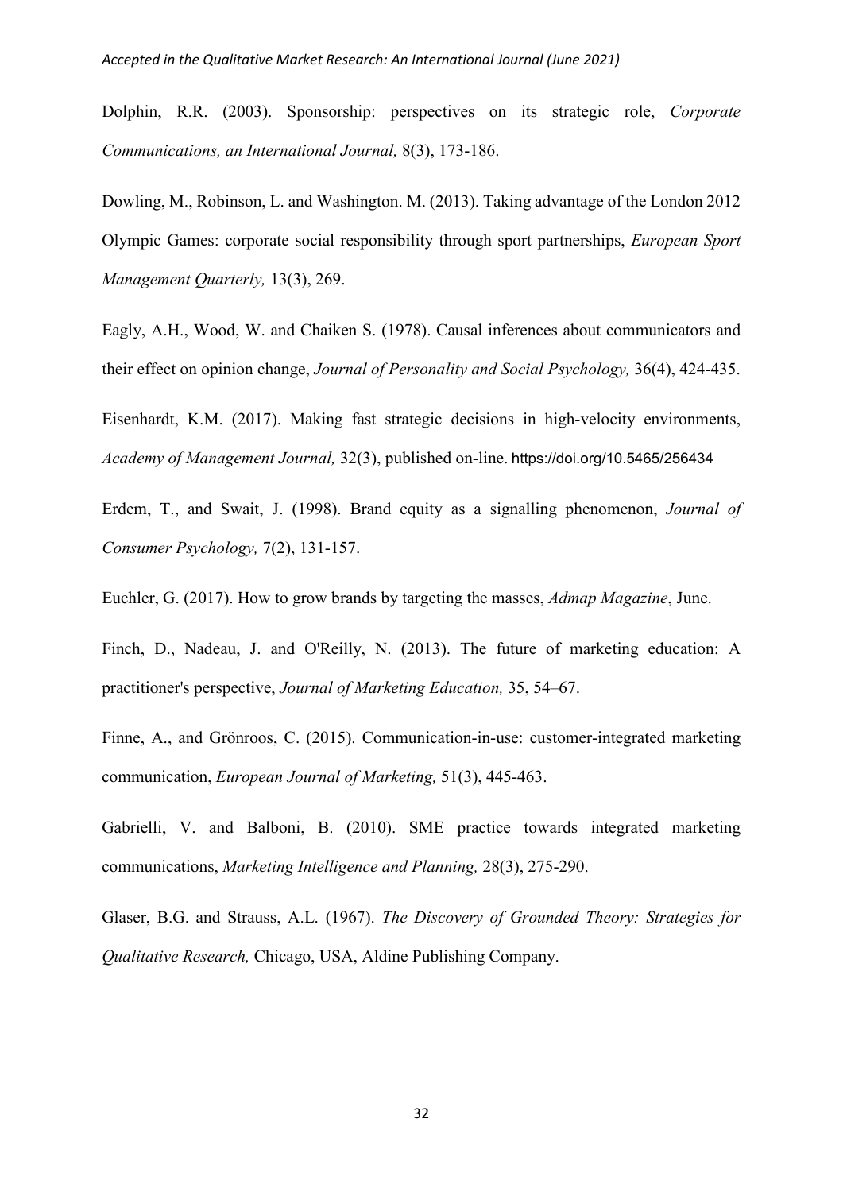Dolphin, R.R. (2003). Sponsorship: perspectives on its strategic role, *Corporate Communications, an International Journal,* 8(3), 173-186.

Dowling, M., Robinson, L. and Washington. M. (2013). Taking advantage of the London 2012 Olympic Games: corporate social responsibility through sport partnerships, *European Sport Management Quarterly,* 13(3), 269.

Eagly, A.H., Wood, W. and Chaiken S. (1978). Causal inferences about communicators and their effect on opinion change, *Journal of Personality and Social Psychology,* 36(4), 424-435.

Eisenhardt, K.M. (2017). Making fast strategic decisions in high-velocity environments, *Academy of Management Journal,* 32(3), published on-line. https://doi.org/10.5465/256434

Erdem, T., and Swait, J. (1998). Brand equity as a signalling phenomenon, *Journal of Consumer Psychology,* 7(2), 131-157.

Euchler, G. (2017). How to grow brands by targeting the masses, *Admap Magazine*, June.

Finch, D., Nadeau, J. and O'Reilly, N. (2013). The future of marketing education: A practitioner's perspective, *Journal of Marketing Education,* 35, 54–67.

Finne, A., and Grönroos, C. (2015). Communication-in-use: customer-integrated marketing communication, *European Journal of Marketing,* 51(3), 445-463.

Gabrielli, V. and Balboni, B. (2010). SME practice towards integrated marketing communications, *Marketing Intelligence and Planning,* 28(3), 275-290.

Glaser, B.G. and Strauss, A.L. (1967). *The Discovery of Grounded Theory: Strategies for Qualitative Research,* Chicago, USA, Aldine Publishing Company.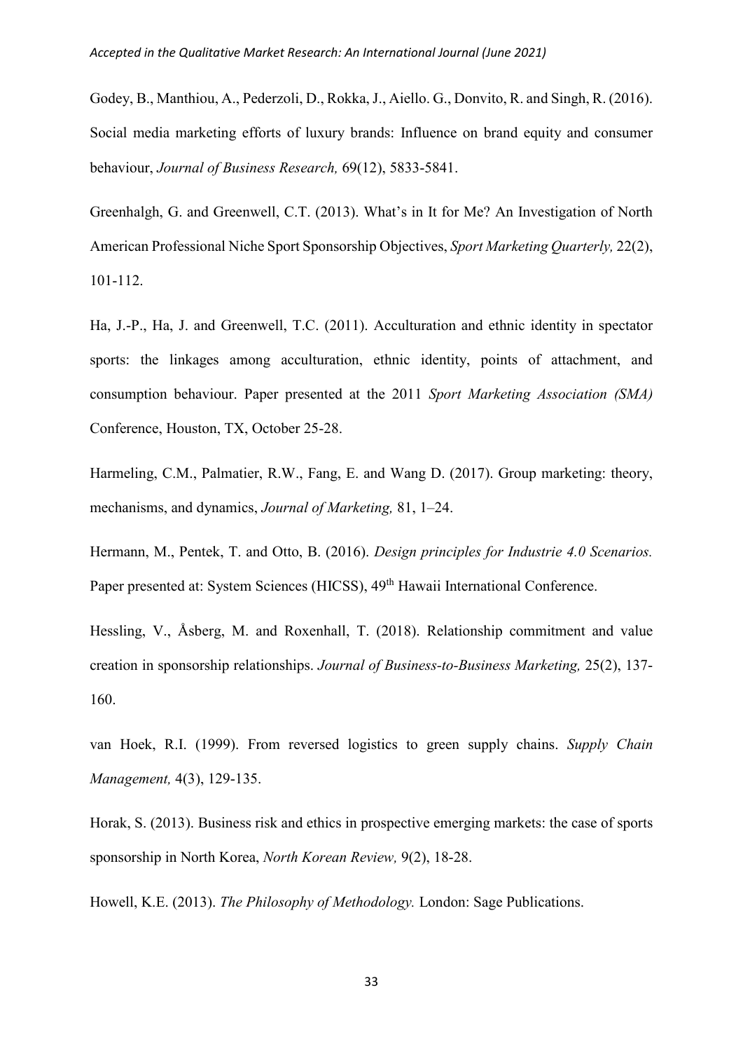Godey, B., Manthiou, A., Pederzoli, D., Rokka, J., Aiello. G., Donvito, R. and Singh, R. (2016). Social media marketing efforts of luxury brands: Influence on brand equity and consumer behaviour, *Journal of Business Research,* 69(12), 5833-5841.

Greenhalgh, G. and Greenwell, C.T. (2013). What's in It for Me? An Investigation of North American Professional Niche Sport Sponsorship Objectives, *Sport Marketing Quarterly,* 22(2), 101-112.

Ha, J.-P., Ha, J. and Greenwell, T.C. (2011). Acculturation and ethnic identity in spectator sports: the linkages among acculturation, ethnic identity, points of attachment, and consumption behaviour. Paper presented at the 2011 *Sport Marketing Association (SMA)* Conference, Houston, TX, October 25-28.

Harmeling, C.M., Palmatier, R.W., Fang, E. and Wang D. (2017). Group marketing: theory, mechanisms, and dynamics, *Journal of Marketing,* 81, 1–24.

Hermann, M., Pentek, T. and Otto, B. (2016). *Design principles for Industrie 4.0 Scenarios.* Paper presented at: System Sciences (HICSS), 49th Hawaii International Conference.

Hessling, V., Åsberg, M. and Roxenhall, T. (2018). Relationship commitment and value creation in sponsorship relationships. *Journal of Business-to-Business Marketing,* 25(2), 137-160.

van Hoek, R.I. (1999). From reversed logistics to green supply chains. *Supply Chain Management,* 4(3), 129-135.

Horak, S. (2013). Business risk and ethics in prospective emerging markets: the case of sports sponsorship in North Korea, *North Korean Review,* 9(2), 18-28.

Howell, K.E. (2013). *The Philosophy of Methodology.* London: Sage Publications.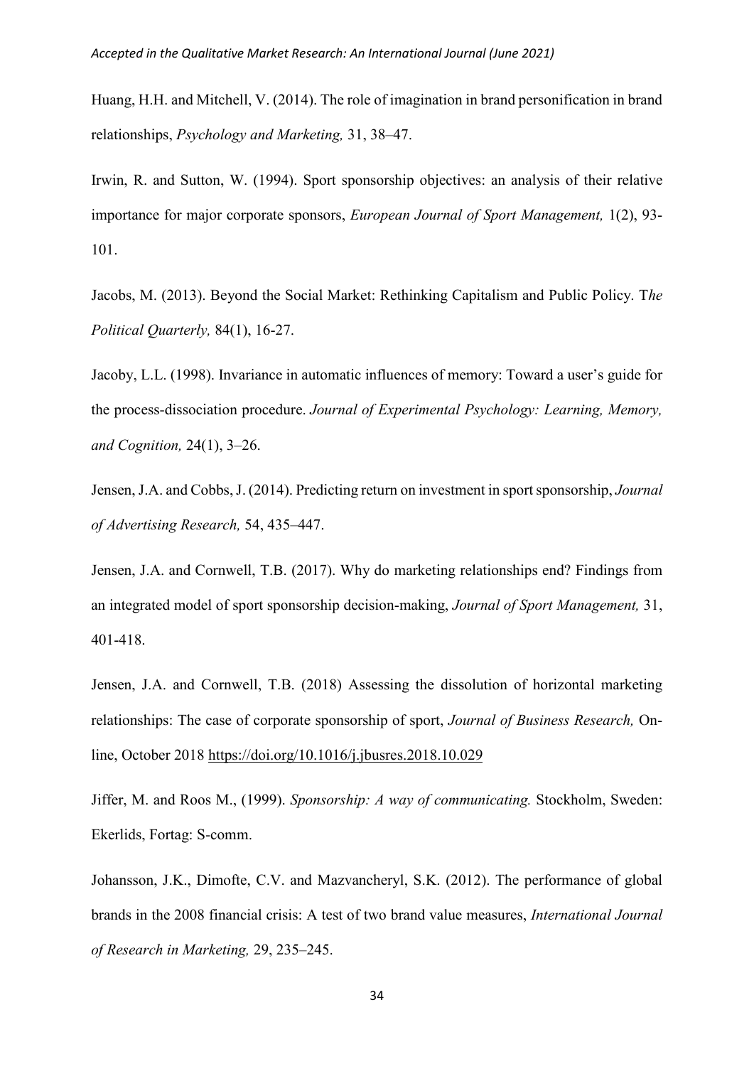Huang, H.H. and Mitchell, V. (2014). The role of imagination in brand personification in brand relationships, *Psychology and Marketing,* 31, 38–47.

Irwin, R. and Sutton, W. (1994). Sport sponsorship objectives: an analysis of their relative importance for major corporate sponsors, *European Journal of Sport Management,* 1(2), 93-101.

Jacobs, M. (2013). Beyond the Social Market: Rethinking Capitalism and Public Policy. T*he Political Quarterly,* 84(1), 16-27.

Jacoby, L.L. (1998). Invariance in automatic influences of memory: Toward a user's guide for the process-dissociation procedure. *Journal of Experimental Psychology: Learning, Memory, and Cognition,* 24(1), 3–26.

Jensen, J.A. and Cobbs, J. (2014). Predicting return on investment in sport sponsorship, *Journal of Advertising Research,* 54, 435–447.

Jensen, J.A. and Cornwell, T.B. (2017). Why do marketing relationships end? Findings from an integrated model of sport sponsorship decision-making, *Journal of Sport Management,* 31, 401-418.

Jensen, J.A. and Cornwell, T.B. (2018) Assessing the dissolution of horizontal marketing relationships: The case of corporate sponsorship of sport, *Journal of Business Research,* On-line, October 2018 https://doi.org/10.1016/j.jbusres.2018.10.029

Jiffer, M. and Roos M., (1999). *Sponsorship: A way of communicating.* Stockholm, Sweden: Ekerlids, Fortag: S-comm.

Johansson, J.K., Dimofte, C.V. and Mazvancheryl, S.K. (2012). The performance of global brands in the 2008 financial crisis: A test of two brand value measures, *International Journal of Research in Marketing,* 29, 235–245.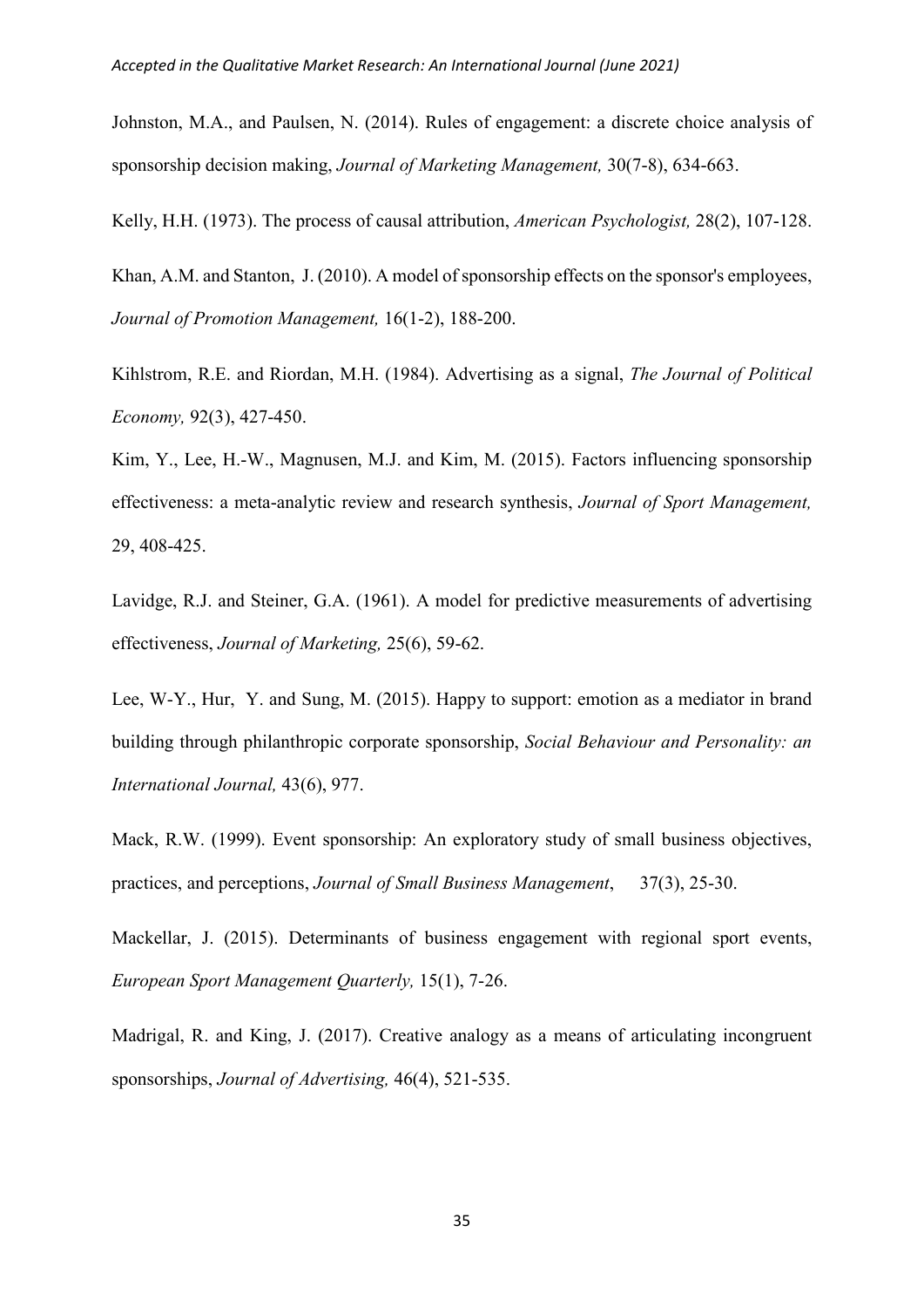Johnston, M.A., and Paulsen, N. (2014). Rules of engagement: a discrete choice analysis of sponsorship decision making, *Journal of Marketing Management,* 30(7-8), 634-663.

Kelly, H.H. (1973). The process of causal attribution, *American Psychologist,* 28(2), 107-128.

Khan, A.M. and Stanton, J. (2010). A model of sponsorship effects on the sponsor's employees, *Journal of Promotion Management,* 16(1-2), 188-200.

Kihlstrom, R.E. and Riordan, M.H. (1984). Advertising as a signal, *The Journal of Political Economy,* 92(3), 427-450.

Kim, Y., Lee, H.-W., Magnusen, M.J. and Kim, M. (2015). Factors influencing sponsorship effectiveness: a meta-analytic review and research synthesis, *Journal of Sport Management,* 29, 408-425.

Lavidge, R.J. and Steiner, G.A. (1961). A model for predictive measurements of advertising effectiveness, *Journal of Marketing,* 25(6), 59-62.

Lee, W-Y., Hur, Y. and Sung, M. (2015). Happy to support: emotion as a mediator in brand building through philanthropic corporate sponsorship, *Social Behaviour and Personality: an International Journal,* 43(6), 977.

Mack, R.W. (1999). Event sponsorship: An exploratory study of small business objectives, practices, and perceptions, *Journal of Small Business Management*, 37(3), 25-30.

Mackellar, J. (2015). Determinants of business engagement with regional sport events, *European Sport Management Quarterly,* 15(1), 7-26.

Madrigal, R. and King, J. (2017). Creative analogy as a means of articulating incongruent sponsorships, *Journal of Advertising,* 46(4), 521-535.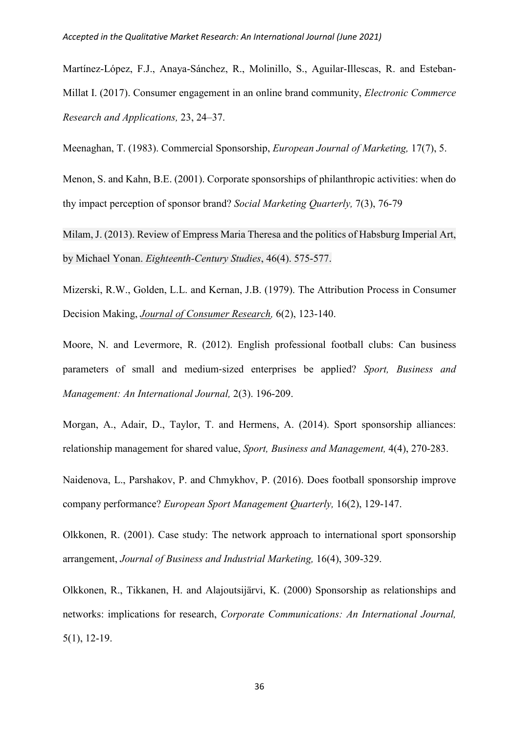Martínez-López, F.J., Anaya-Sánchez, R., Molinillo, S., Aguilar-Illescas, R. and Esteban-Millat I. (2017). Consumer engagement in an online brand community, *Electronic Commerce Research and Applications,* 23, 24–37.

Meenaghan, T. (1983). Commercial Sponsorship, *European Journal of Marketing,* 17(7), 5.

Menon, S. and Kahn, B.E. (2001). Corporate sponsorships of philanthropic activities: when do thy impact perception of sponsor brand? *Social Marketing Quarterly,* 7(3), 76-79

Milam, J. (2013). Review of Empress Maria Theresa and the politics of Habsburg Imperial Art, by Michael Yonan. *Eighteenth-Century Studies*, 46(4). 575-577.

Mizerski, R.W., Golden, L.L. and Kernan, J.B. (1979). The Attribution Process in Consumer Decision Making, *Journal of Consumer Research,* 6(2), 123-140.

Moore, N. and Levermore, R. (2012). English professional football clubs: Can business parameters of small and medium-sized enterprises be applied? *Sport, Business and Management: An International Journal,* 2(3). 196-209.

Morgan, A., Adair, D., Taylor, T. and Hermens, A. (2014). Sport sponsorship alliances: relationship management for shared value, *Sport, Business and Management,* 4(4), 270-283.

Naidenova, L., Parshakov, P. and Chmykhov, P. (2016). Does football sponsorship improve company performance? *European Sport Management Quarterly,* 16(2), 129-147.

Olkkonen, R. (2001). Case study: The network approach to international sport sponsorship arrangement, *Journal of Business and Industrial Marketing,* 16(4), 309-329.

Olkkonen, R., Tikkanen, H. and Alajoutsijärvi, K. (2000) Sponsorship as relationships and networks: implications for research, *Corporate Communications: An International Journal,* 5(1), 12-19.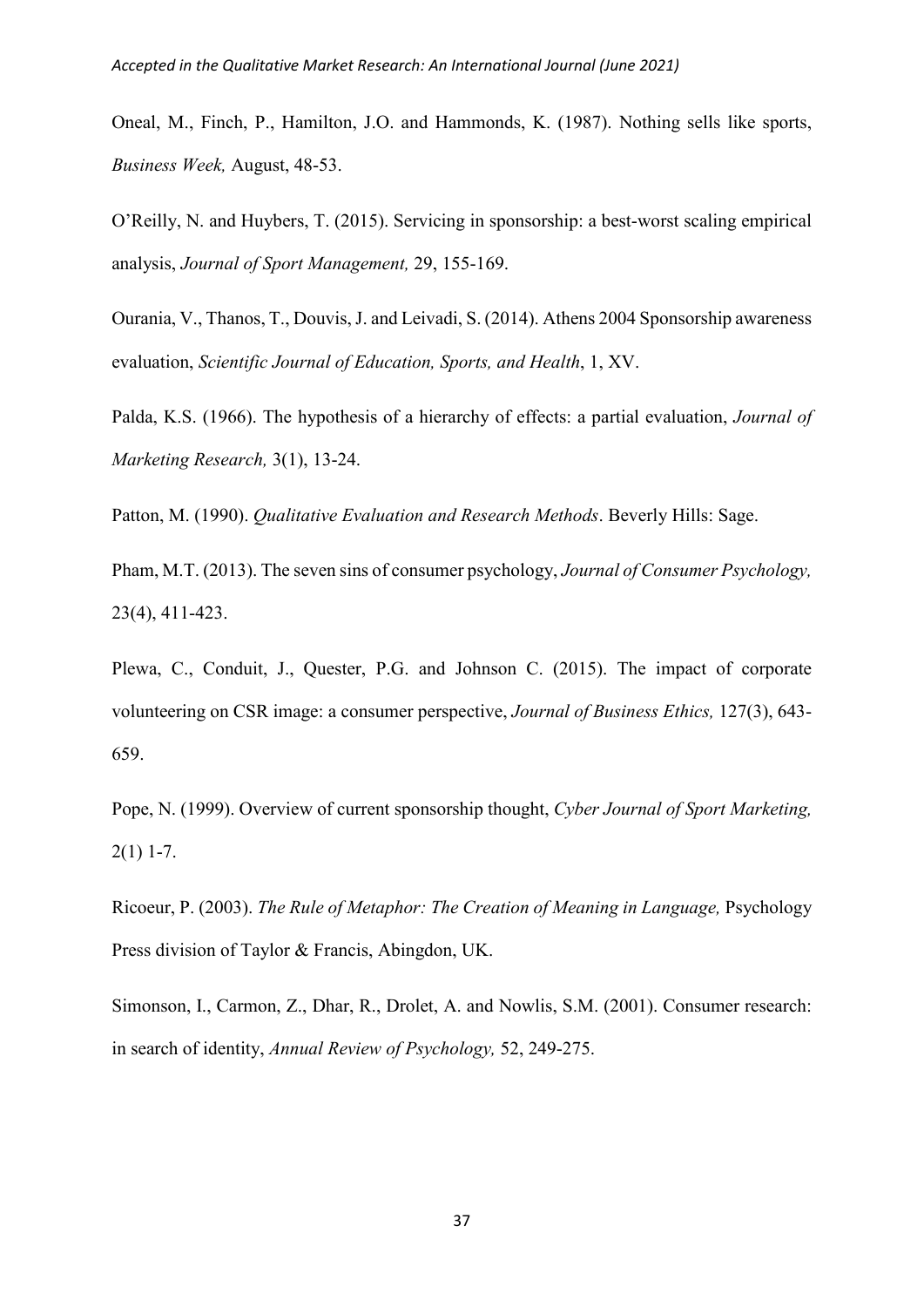Oneal, M., Finch, P., Hamilton, J.O. and Hammonds, K. (1987). Nothing sells like sports, *Business Week,* August, 48-53.

O'Reilly, N. and Huybers, T. (2015). Servicing in sponsorship: a best-worst scaling empirical analysis, *Journal of Sport Management,* 29, 155-169.

Ourania, V., Thanos, T., Douvis, J. and Leivadi, S. (2014). Athens 2004 Sponsorship awareness evaluation, *Scientific Journal of Education, Sports, and Health*, 1, XV.

Palda, K.S. (1966). The hypothesis of a hierarchy of effects: a partial evaluation, *Journal of Marketing Research,* 3(1), 13-24.

Patton, M. (1990). *Qualitative Evaluation and Research Methods*. Beverly Hills: Sage.

Pham, M.T. (2013). The seven sins of consumer psychology, *Journal of Consumer Psychology,* 23(4), 411-423.

Plewa, C., Conduit, J., Quester, P.G. and Johnson C. (2015). The impact of corporate volunteering on CSR image: a consumer perspective, *Journal of Business Ethics,* 127(3), 643-659.

Pope, N. (1999). Overview of current sponsorship thought, *Cyber Journal of Sport Marketing,* 2(1) 1-7.

Ricoeur, P. (2003). *The Rule of Metaphor: The Creation of Meaning in Language,* Psychology Press division of Taylor & Francis, Abingdon, UK.

Simonson, I., Carmon, Z., Dhar, R., Drolet, A. and Nowlis, S.M. (2001). Consumer research: in search of identity, *Annual Review of Psychology,* 52, 249-275.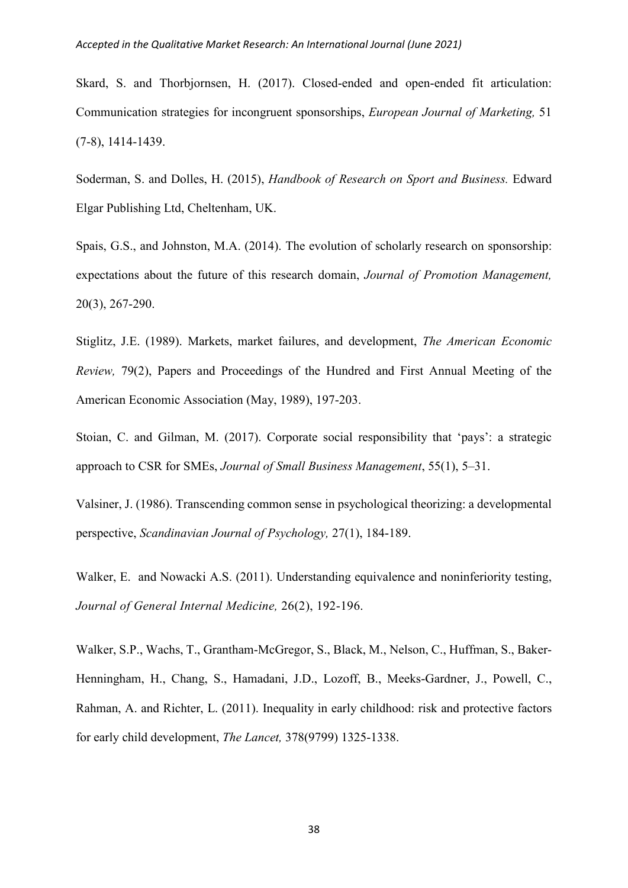Skard, S. and Thorbjornsen, H. (2017). Closed-ended and open-ended fit articulation: Communication strategies for incongruent sponsorships, *European Journal of Marketing,* 51 (7-8), 1414-1439.

Soderman, S. and Dolles, H. (2015), *Handbook of Research on Sport and Business.* Edward Elgar Publishing Ltd, Cheltenham, UK.

Spais, G.S., and Johnston, M.A. (2014). The evolution of scholarly research on sponsorship: expectations about the future of this research domain, *Journal of Promotion Management,* 20(3), 267-290.

Stiglitz, J.E. (1989). Markets, market failures, and development, *The American Economic Review,* 79(2), Papers and Proceedings of the Hundred and First Annual Meeting of the American Economic Association (May, 1989), 197-203.

Stoian, C. and Gilman, M. (2017). Corporate social responsibility that 'pays': a strategic approach to CSR for SMEs, *Journal of Small Business Management*, 55(1), 5–31.

Valsiner, J. (1986). Transcending common sense in psychological theorizing: a developmental perspective, *Scandinavian Journal of Psychology,* 27(1), 184-189.

Walker, E. and Nowacki A.S. (2011). Understanding equivalence and noninferiority testing, *Journal of General Internal Medicine,* 26(2), 192-196.

Walker, S.P., Wachs, T., Grantham-McGregor, S., Black, M., Nelson, C., Huffman, S., Baker-Henningham, H., Chang, S., Hamadani, J.D., Lozoff, B., Meeks-Gardner, J., Powell, C., Rahman, A. and Richter, L. (2011). Inequality in early childhood: risk and protective factors for early child development, *The Lancet,* 378(9799) 1325-1338.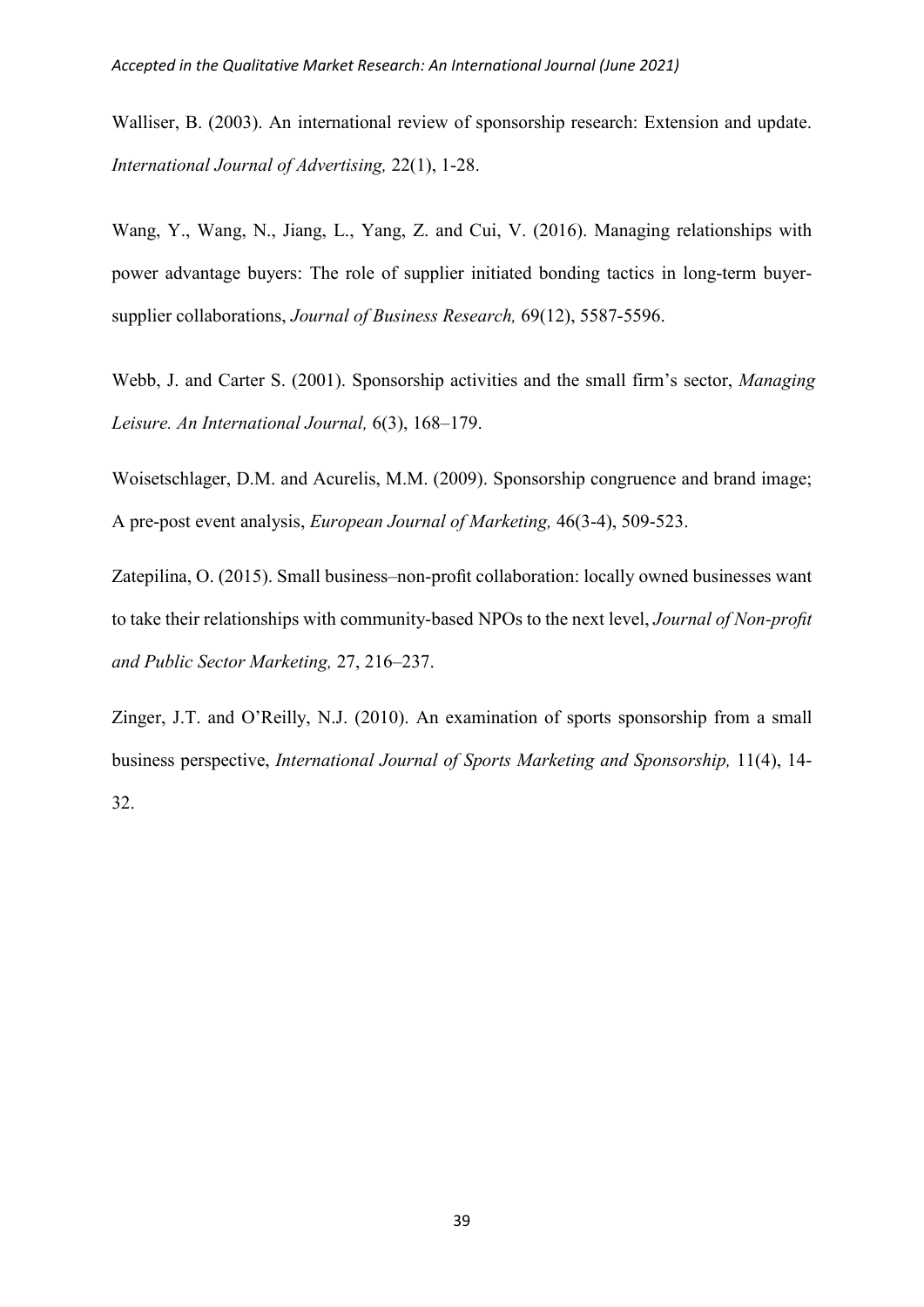Walliser, B. (2003). An international review of sponsorship research: Extension and update. *International Journal of Advertising,* 22(1), 1-28.

Wang, Y., Wang, N., Jiang, L., Yang, Z. and Cui, V. (2016). Managing relationships with power advantage buyers: The role of supplier initiated bonding tactics in long-term buyer-supplier collaborations, *Journal of Business Research,* 69(12), 5587-5596.

Webb, J. and Carter S. (2001). Sponsorship activities and the small firm's sector, *Managing Leisure. An International Journal,* 6(3), 168–179.

Woisetschlager, D.M. and Acurelis, M.M. (2009). Sponsorship congruence and brand image; A pre-post event analysis, *European Journal of Marketing,* 46(3-4), 509-523.

Zatepilina, O. (2015). Small business–non-profit collaboration: locally owned businesses want to take their relationships with community-based NPOs to the next level, *Journal of Non-profit and Public Sector Marketing,* 27, 216–237.

Zinger, J.T. and O'Reilly, N.J. (2010). An examination of sports sponsorship from a small business perspective, *International Journal of Sports Marketing and Sponsorship,* 11(4), 14-32.